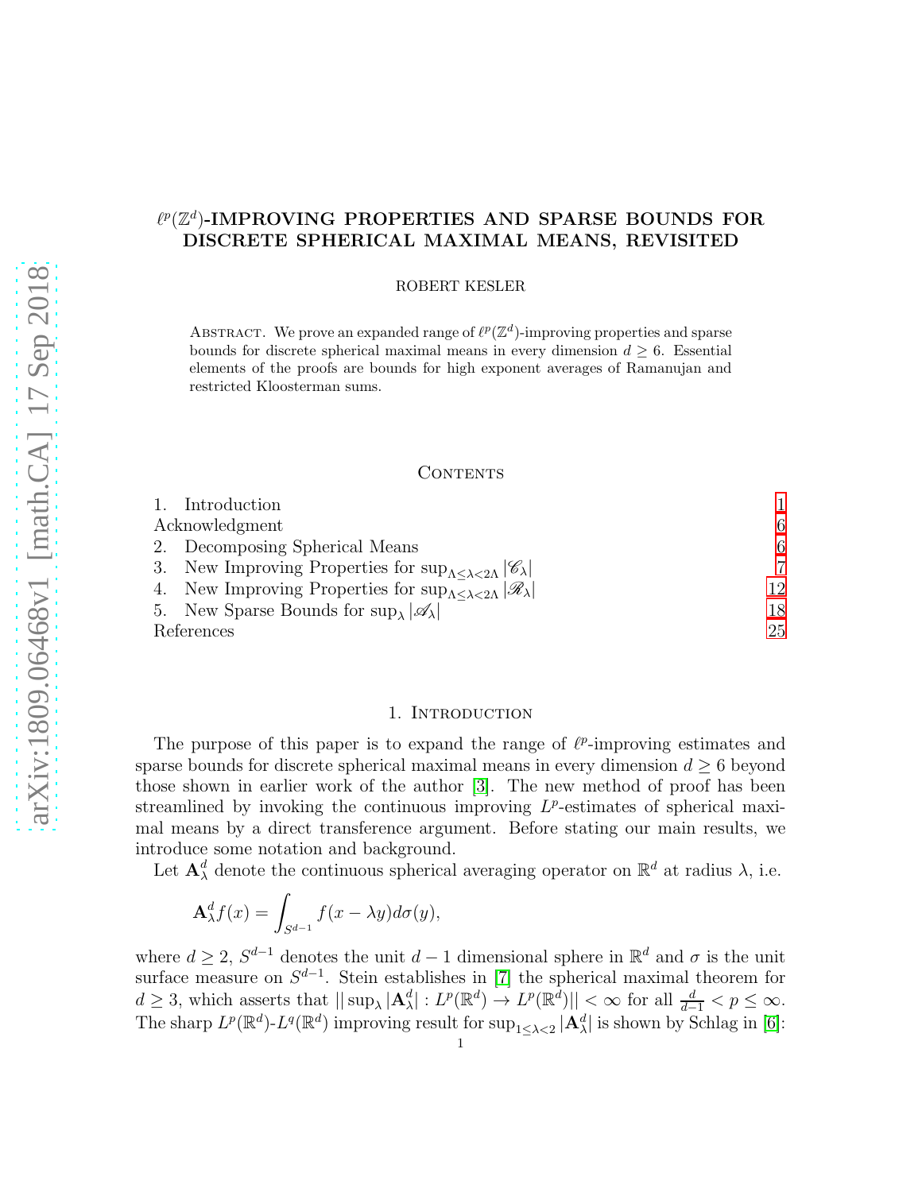# $\ell^p(\mathbb{Z}^d)$-IMPROVING PROPERTIES AND SPARSE BOUNDS FOR DISCRETE SPHERICAL MAXIMAL MEANS, REVISITED

ROBERT KESLER

Abstract. We prove an expanded range of $\ell^p(\mathbb{Z}^d)$-improving properties and sparse bounds for discrete spherical maximal means in every dimension $d \geq 6$. Essential elements of the proofs are bounds for high exponent averages of Ramanujan and restricted Kloosterman sums.

## Contents

1. Introduction — 1
Acknowledgment — 6
2. Decomposing Spherical Means — 6
3. New Improving Properties for $\sup_{\Lambda \leq \lambda < 2\Lambda} |\mathscr{C}_\lambda|$ — 7
4. New Improving Properties for $\sup_{\Lambda \leq \lambda < 2\Lambda} |\mathscr{R}_\lambda|$ — 12
5. New Sparse Bounds for $\sup_\lambda |\mathscr{A}_\lambda|$ — 18
References — 25

## 1. Introduction

The purpose of this paper is to expand the range of $\ell^p$-improving estimates and sparse bounds for discrete spherical maximal means in every dimension $d \geq 6$ beyond those shown in earlier work of the author [3]. The new method of proof has been streamlined by invoking the continuous improving $L^p$-estimates of spherical maximal means by a direct transference argument. Before stating our main results, we introduce some notation and background.

Let $\mathbf{A}^d_\lambda$ denote the continuous spherical averaging operator on $\mathbb{R}^d$ at radius $\lambda$, i.e.

$$\mathbf{A}^d_\lambda f(x) = \int_{S^{d-1}} f(x - \lambda y) d\sigma(y),$$

where $d \geq 2$, $S^{d-1}$ denotes the unit $d-1$ dimensional sphere in $\mathbb{R}^d$ and $\sigma$ is the unit surface measure on $S^{d-1}$. Stein establishes in [7] the spherical maximal theorem for $d \geq 3$, which asserts that $|| \sup_\lambda |\mathbf{A}^d_\lambda| : L^p(\mathbb{R}^d) \to L^p(\mathbb{R}^d)|| < \infty$ for all $\frac{d}{d-1} < p \leq \infty$. The sharp $L^p(\mathbb{R}^d)$-$L^q(\mathbb{R}^d)$ improving result for $\sup_{1 \leq \lambda < 2} |\mathbf{A}^d_\lambda|$ is shown by Schlag in [6]: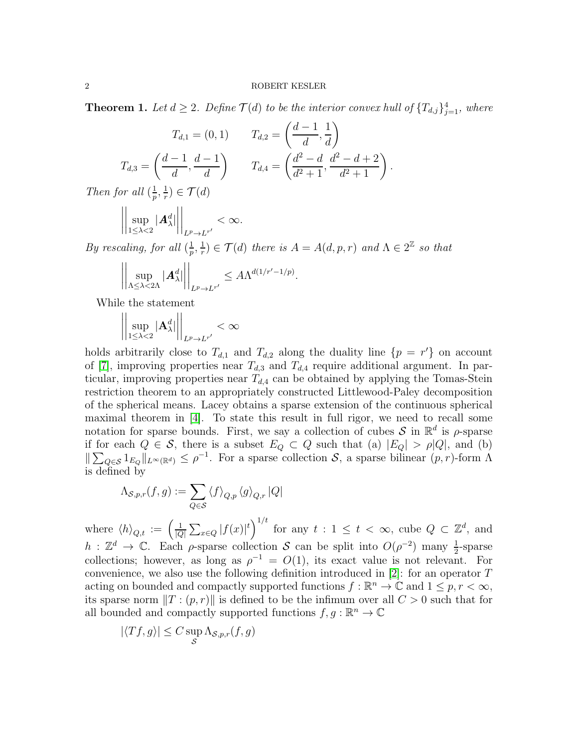**Theorem 1.** *Let $d \geq 2$. Define $\mathcal{T}(d)$ to be the interior convex hull of $\{T_{d,j}\}_{j=1}^4$, where*

$$T_{d,1} = (0,1) \qquad T_{d,2} = \left(\frac{d-1}{d}, \frac{1}{d}\right)$$

$$T_{d,3} = \left(\frac{d-1}{d}, \frac{d-1}{d}\right) \qquad T_{d,4} = \left(\frac{d^2-d}{d^2+1}, \frac{d^2-d+2}{d^2+1}\right).$$

*Then for all $(\frac{1}{p}, \frac{1}{r}) \in \mathcal{T}(d)$*

$$\left|\left|\sup_{1 \leq \lambda < 2} |\boldsymbol{A}_\lambda^d|\right|\right|_{L^p \to L^{r'}} < \infty.$$

*By rescaling, for all $(\frac{1}{p}, \frac{1}{r}) \in \mathcal{T}(d)$ there is $A = A(d,p,r)$ and $\Lambda \in 2^{\mathbb{Z}}$ so that*

$$\left|\left|\sup_{\Lambda \leq \lambda < 2\Lambda} |\boldsymbol{A}_\lambda^d|\right|\right|_{L^p \to L^{r'}} \leq A \Lambda^{d(1/r' - 1/p)}.$$

While the statement

$$\left|\left|\sup_{1 \leq \lambda < 2} |\mathbf{A}_\lambda^d|\right|\right|_{L^p \to L^{r'}} < \infty$$

holds arbitrarily close to $T_{d,1}$ and $T_{d,2}$ along the duality line $\{p = r'\}$ on account of [7], improving properties near $T_{d,3}$ and $T_{d,4}$ require additional argument. In particular, improving properties near $T_{d,4}$ can be obtained by applying the Tomas-Stein restriction theorem to an appropriately constructed Littlewood-Paley decomposition of the spherical means. Lacey obtains a sparse extension of the continuous spherical maximal theorem in [4]. To state this result in full rigor, we need to recall some notation for sparse bounds. First, we say a collection of cubes $\mathcal{S}$ in $\mathbb{R}^d$ is $\rho$-sparse if for each $Q \in \mathcal{S}$, there is a subset $E_Q \subset Q$ such that (a) $|E_Q| > \rho|Q|$, and (b) $\|\sum_{Q \in \mathcal{S}} 1_{E_Q}\|_{L^\infty(\mathbb{R}^d)} \leq \rho^{-1}$. For a sparse collection $\mathcal{S}$, a sparse bilinear $(p,r)$-form $\Lambda$ is defined by

$$\Lambda_{\mathcal{S},p,r}(f,g) := \sum_{Q \in \mathcal{S}} \langle f \rangle_{Q,p} \langle g \rangle_{Q,r} |Q|$$

where $\langle h \rangle_{Q,t} := \left(\frac{1}{|Q|}\sum_{x \in Q} |f(x)|^t\right)^{1/t}$ for any $t : 1 \leq t < \infty$, cube $Q \subset \mathbb{Z}^d$, and $h : \mathbb{Z}^d \to \mathbb{C}$. Each $\rho$-sparse collection $\mathcal{S}$ can be split into $O(\rho^{-2})$ many $\frac{1}{2}$-sparse collections; however, as long as $\rho^{-1} = O(1)$, its exact value is not relevant. For convenience, we also use the following definition introduced in [2]: for an operator $T$ acting on bounded and compactly supported functions $f : \mathbb{R}^n \to \mathbb{C}$ and $1 \leq p, r < \infty$, its sparse norm $\|T : (p,r)\|$ is defined to be the infimum over all $C > 0$ such that for all bounded and compactly supported functions $f, g : \mathbb{R}^n \to \mathbb{C}$

$$|\langle Tf, g \rangle| \leq C \sup_{\mathcal{S}} \Lambda_{\mathcal{S},p,r}(f,g)$$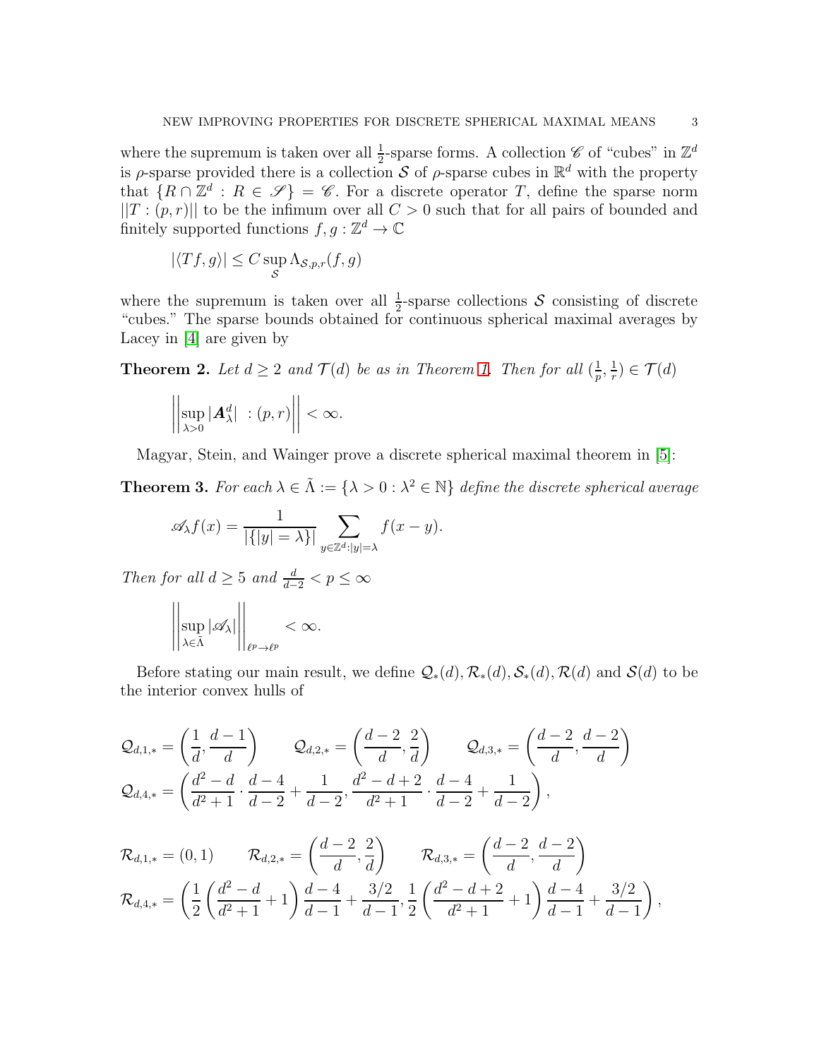where the supremum is taken over all $\frac{1}{2}$-sparse forms. A collection $\mathscr{C}$ of "cubes" in $\mathbb{Z}^d$ is $\rho$-sparse provided there is a collection $\mathcal{S}$ of $\rho$-sparse cubes in $\mathbb{R}^d$ with the property that $\{R \cap \mathbb{Z}^d : R \in \mathscr{S}\} = \mathscr{C}$. For a discrete operator $T$, define the sparse norm $||T : (p,r)||$ to be the infimum over all $C > 0$ such that for all pairs of bounded and finitely supported functions $f, g : \mathbb{Z}^d \to \mathbb{C}$

$$|\langle Tf, g\rangle| \leq C \sup_{\mathcal{S}} \Lambda_{\mathcal{S},p,r}(f,g)$$

where the supremum is taken over all $\frac{1}{2}$-sparse collections $\mathcal{S}$ consisting of discrete "cubes." The sparse bounds obtained for continuous spherical maximal averages by Lacey in [4] are given by

**Theorem 2.** *Let $d \geq 2$ and $\mathcal{T}(d)$ be as in Theorem 1. Then for all $(\frac{1}{p}, \frac{1}{r}) \in \mathcal{T}(d)$*

$$\left|\left|\sup_{\lambda>0} |\boldsymbol{A}_\lambda^d| \ : (p,r)\right|\right| < \infty.$$

Magyar, Stein, and Wainger prove a discrete spherical maximal theorem in [5]:

**Theorem 3.** *For each $\lambda \in \tilde{\Lambda} := \{\lambda > 0 : \lambda^2 \in \mathbb{N}\}$ define the discrete spherical average*

$$\mathscr{A}_\lambda f(x) = \frac{1}{|\{|y| = \lambda\}|} \sum_{y \in \mathbb{Z}^d : |y| = \lambda} f(x-y).$$

*Then for all $d \geq 5$ and $\frac{d}{d-2} < p \leq \infty$*

$$\left|\left|\sup_{\lambda \in \tilde{\Lambda}} |\mathscr{A}_\lambda|\right|\right|_{\ell^p \to \ell^p} < \infty.$$

Before stating our main result, we define $\mathcal{Q}_*(d), \mathcal{R}_*(d), \mathcal{S}_*(d), \mathcal{R}(d)$ and $\mathcal{S}(d)$ to be the interior convex hulls of

$$\mathcal{Q}_{d,1,*} = \left(\frac{1}{d}, \frac{d-1}{d}\right) \qquad \mathcal{Q}_{d,2,*} = \left(\frac{d-2}{d}, \frac{2}{d}\right) \qquad \mathcal{Q}_{d,3,*} = \left(\frac{d-2}{d}, \frac{d-2}{d}\right)$$

$$\mathcal{Q}_{d,4,*} = \left(\frac{d^2-d}{d^2+1} \cdot \frac{d-4}{d-2} + \frac{1}{d-2}, \frac{d^2-d+2}{d^2+1} \cdot \frac{d-4}{d-2} + \frac{1}{d-2}\right),$$

$$\mathcal{R}_{d,1,*} = (0,1) \qquad \mathcal{R}_{d,2,*} = \left(\frac{d-2}{d}, \frac{2}{d}\right) \qquad \mathcal{R}_{d,3,*} = \left(\frac{d-2}{d}, \frac{d-2}{d}\right)$$

$$\mathcal{R}_{d,4,*} = \left(\frac{1}{2}\left(\frac{d^2-d}{d^2+1} + 1\right)\frac{d-4}{d-1} + \frac{3/2}{d-1}, \frac{1}{2}\left(\frac{d^2-d+2}{d^2+1} + 1\right)\frac{d-4}{d-1} + \frac{3/2}{d-1}\right),$$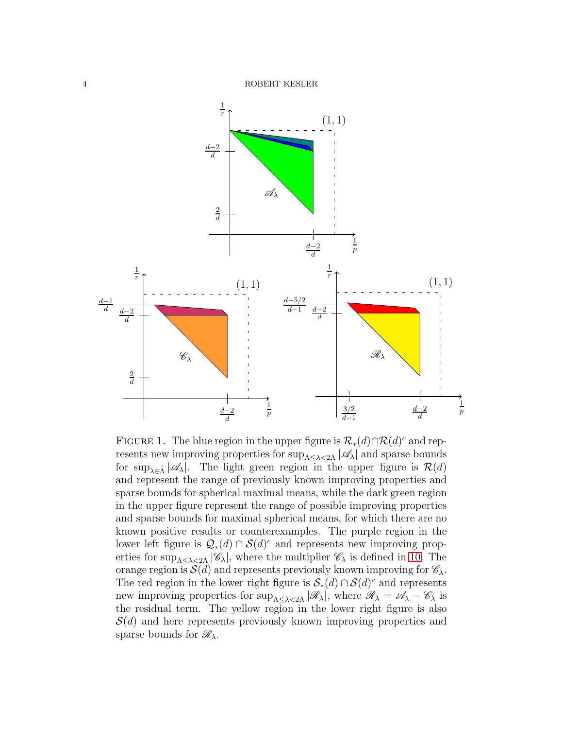Figure 1. The blue region in the upper figure is $\mathcal{R}_*(d) \cap \mathcal{R}(d)^c$ and represents new improving properties for $\sup_{\Lambda \leq \lambda < 2\Lambda} |\mathscr{A}_\lambda|$ and sparse bounds for $\sup_{\lambda \in \tilde{\Lambda}} |\mathscr{A}_\lambda|$. The light green region in the upper figure is $\mathcal{R}(d)$ and represent the range of previously known improving properties and sparse bounds for spherical maximal means, while the dark green region in the upper figure represent the range of possible improving properties and sparse bounds for maximal spherical means, for which there are no known positive results or counterexamples. The purple region in the lower left figure is $\mathcal{Q}_*(d) \cap \mathcal{S}(d)^c$ and represents new improving properties for $\sup_{\Lambda \leq \lambda < 2\Lambda} |\mathscr{C}_\lambda|$, where the multiplier $\mathscr{C}_\lambda$ is defined in 10. The orange region is $\mathcal{S}(d)$ and represents previously known improving for $\mathscr{C}_\lambda$. The red region in the lower right figure is $\mathcal{S}_*(d) \cap \mathcal{S}(d)^c$ and represents new improving properties for $\sup_{\Lambda \leq \lambda < 2\Lambda} |\mathscr{R}_\lambda|$, where $\mathscr{R}_\lambda = \mathscr{A}_\lambda - \mathscr{C}_\lambda$ is the residual term. The yellow region in the lower right figure is also $\mathcal{S}(d)$ and here represents previously known improving properties and sparse bounds for $\mathscr{R}_\lambda$.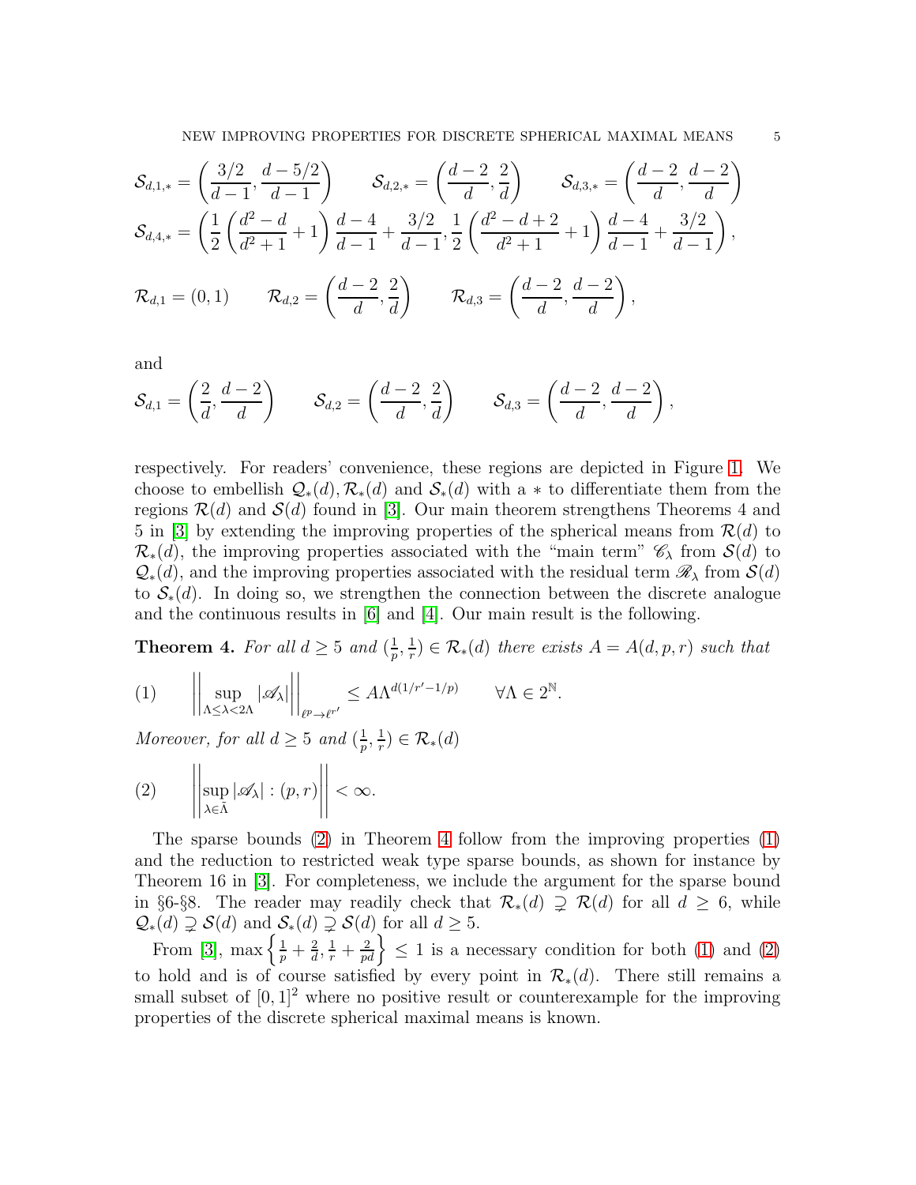$$\mathcal{S}_{d,1,*} = \left(\frac{3/2}{d-1}, \frac{d-5/2}{d-1}\right) \qquad \mathcal{S}_{d,2,*} = \left(\frac{d-2}{d}, \frac{2}{d}\right) \qquad \mathcal{S}_{d,3,*} = \left(\frac{d-2}{d}, \frac{d-2}{d}\right)$$

$$\mathcal{S}_{d,4,*} = \left(\frac{1}{2}\left(\frac{d^2-d}{d^2+1}+1\right)\frac{d-4}{d-1}+\frac{3/2}{d-1}, \frac{1}{2}\left(\frac{d^2-d+2}{d^2+1}+1\right)\frac{d-4}{d-1}+\frac{3/2}{d-1}\right),$$

$$\mathcal{R}_{d,1} = (0,1) \qquad \mathcal{R}_{d,2} = \left(\frac{d-2}{d}, \frac{2}{d}\right) \qquad \mathcal{R}_{d,3} = \left(\frac{d-2}{d}, \frac{d-2}{d}\right),$$

and

$$\mathcal{S}_{d,1} = \left(\frac{2}{d}, \frac{d-2}{d}\right) \qquad \mathcal{S}_{d,2} = \left(\frac{d-2}{d}, \frac{2}{d}\right) \qquad \mathcal{S}_{d,3} = \left(\frac{d-2}{d}, \frac{d-2}{d}\right),$$

respectively. For readers' convenience, these regions are depicted in Figure 1. We choose to embellish $\mathcal{Q}_*(d), \mathcal{R}_*(d)$ and $\mathcal{S}_*(d)$ with a $*$ to differentiate them from the regions $\mathcal{R}(d)$ and $\mathcal{S}(d)$ found in [3]. Our main theorem strengthens Theorems 4 and 5 in [3] by extending the improving properties of the spherical means from $\mathcal{R}(d)$ to $\mathcal{R}_*(d)$, the improving properties associated with the "main term" $\mathscr{C}_\lambda$ from $\mathcal{S}(d)$ to $\mathcal{Q}_*(d)$, and the improving properties associated with the residual term $\mathscr{R}_\lambda$ from $\mathcal{S}(d)$ to $\mathcal{S}_*(d)$. In doing so, we strengthen the connection between the discrete analogue and the continuous results in [6] and [4]. Our main result is the following.

**Theorem 4.** *For all $d \geq 5$ and $(\frac{1}{p}, \frac{1}{r}) \in \mathcal{R}_*(d)$ there exists $A = A(d,p,r)$ such that*

$$\left|\left| \sup_{\Lambda \leq \lambda < 2\Lambda} |\mathscr{A}_\lambda| \right|\right|_{\ell^p \to \ell^{r'}} \leq A\Lambda^{d(1/r'-1/p)} \qquad \forall \Lambda \in 2^{\mathbb{N}}. \tag{1}$$

*Moreover, for all $d \geq 5$ and $(\frac{1}{p}, \frac{1}{r}) \in \mathcal{R}_*(d)$*

$$\left|\left| \sup_{\lambda \in \tilde{\Lambda}} |\mathscr{A}_\lambda| : (p,r) \right|\right| < \infty. \tag{2}$$

The sparse bounds (2) in Theorem 4 follow from the improving properties (1) and the reduction to restricted weak type sparse bounds, as shown for instance by Theorem 16 in [3]. For completeness, we include the argument for the sparse bound in §6-§8. The reader may readily check that $\mathcal{R}_*(d) \supsetneq \mathcal{R}(d)$ for all $d \geq 6$, while $\mathcal{Q}_*(d) \supsetneq \mathcal{S}(d)$ and $\mathcal{S}_*(d) \supsetneq \mathcal{S}(d)$ for all $d \geq 5$.

From [3], $\max\left\{\frac{1}{p}+\frac{2}{d}, \frac{1}{r}+\frac{2}{pd}\right\} \leq 1$ is a necessary condition for both (1) and (2) to hold and is of course satisfied by every point in $\mathcal{R}_*(d)$. There still remains a small subset of $[0,1]^2$ where no positive result or counterexample for the improving properties of the discrete spherical maximal means is known.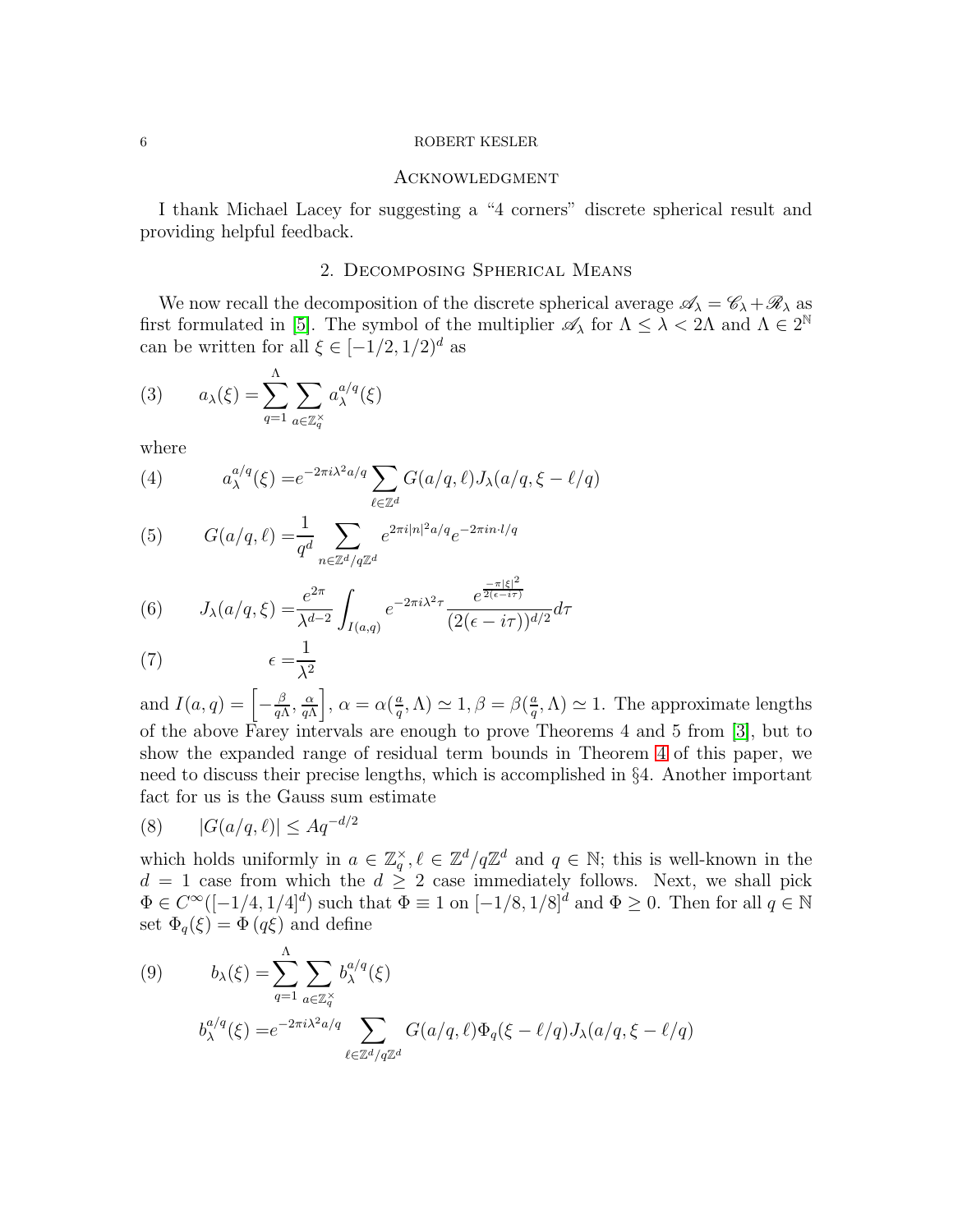### Acknowledgment

I thank Michael Lacey for suggesting a "4 corners" discrete spherical result and providing helpful feedback.

## 2. Decomposing Spherical Means

We now recall the decomposition of the discrete spherical average $\mathscr{A}_\lambda = \mathscr{C}_\lambda + \mathscr{R}_\lambda$ as first formulated in [5]. The symbol of the multiplier $\mathscr{A}_\lambda$ for $\Lambda \leq \lambda < 2\Lambda$ and $\Lambda \in 2^{\mathbb{N}}$ can be written for all $\xi \in [-1/2, 1/2)^d$ as

$$a_\lambda(\xi) = \sum_{q=1}^{\Lambda} \sum_{a \in \mathbb{Z}_q^\times} a_\lambda^{a/q}(\xi) \tag{3}$$

where

$$a_\lambda^{a/q}(\xi) = e^{-2\pi i \lambda^2 a/q} \sum_{\ell \in \mathbb{Z}^d} G(a/q, \ell) J_\lambda(a/q, \xi - \ell/q) \tag{4}$$

$$G(a/q, \ell) = \frac{1}{q^d} \sum_{n \in \mathbb{Z}^d/q\mathbb{Z}^d} e^{2\pi i |n|^2 a/q} e^{-2\pi i n \cdot l/q} \tag{5}$$

$$J_\lambda(a/q, \xi) = \frac{e^{2\pi}}{\lambda^{d-2}} \int_{I(a,q)} e^{-2\pi i \lambda^2 \tau} \frac{e^{\frac{-\pi|\xi|^2}{2(\epsilon - i\tau)}}}{(2(\epsilon - i\tau))^{d/2}} d\tau \tag{6}$$

$$\epsilon = \frac{1}{\lambda^2} \tag{7}$$

and $I(a,q) = \left[-\frac{\beta}{q\Lambda}, \frac{\alpha}{q\Lambda}\right]$, $\alpha = \alpha(\frac{a}{q}, \Lambda) \simeq 1, \beta = \beta(\frac{a}{q}, \Lambda) \simeq 1$. The approximate lengths of the above Farey intervals are enough to prove Theorems 4 and 5 from [3], but to show the expanded range of residual term bounds in Theorem 4 of this paper, we need to discuss their precise lengths, which is accomplished in §4. Another important fact for us is the Gauss sum estimate

$$|G(a/q, \ell)| \leq A q^{-d/2} \tag{8}$$

which holds uniformly in $a \in \mathbb{Z}_q^\times, \ell \in \mathbb{Z}^d/q\mathbb{Z}^d$ and $q \in \mathbb{N}$; this is well-known in the $d = 1$ case from which the $d \geq 2$ case immediately follows. Next, we shall pick $\Phi \in C^\infty([-1/4, 1/4]^d)$ such that $\Phi \equiv 1$ on $[-1/8, 1/8]^d$ and $\Phi \geq 0$. Then for all $q \in \mathbb{N}$ set $\Phi_q(\xi) = \Phi(q\xi)$ and define

$$\begin{aligned} b_\lambda(\xi) &= \sum_{q=1}^{\Lambda} \sum_{a \in \mathbb{Z}_q^\times} b_\lambda^{a/q}(\xi) \\ b_\lambda^{a/q}(\xi) &= e^{-2\pi i \lambda^2 a/q} \sum_{\ell \in \mathbb{Z}^d/q\mathbb{Z}^d} G(a/q, \ell) \Phi_q(\xi - \ell/q) J_\lambda(a/q, \xi - \ell/q) \end{aligned} \tag{9}$$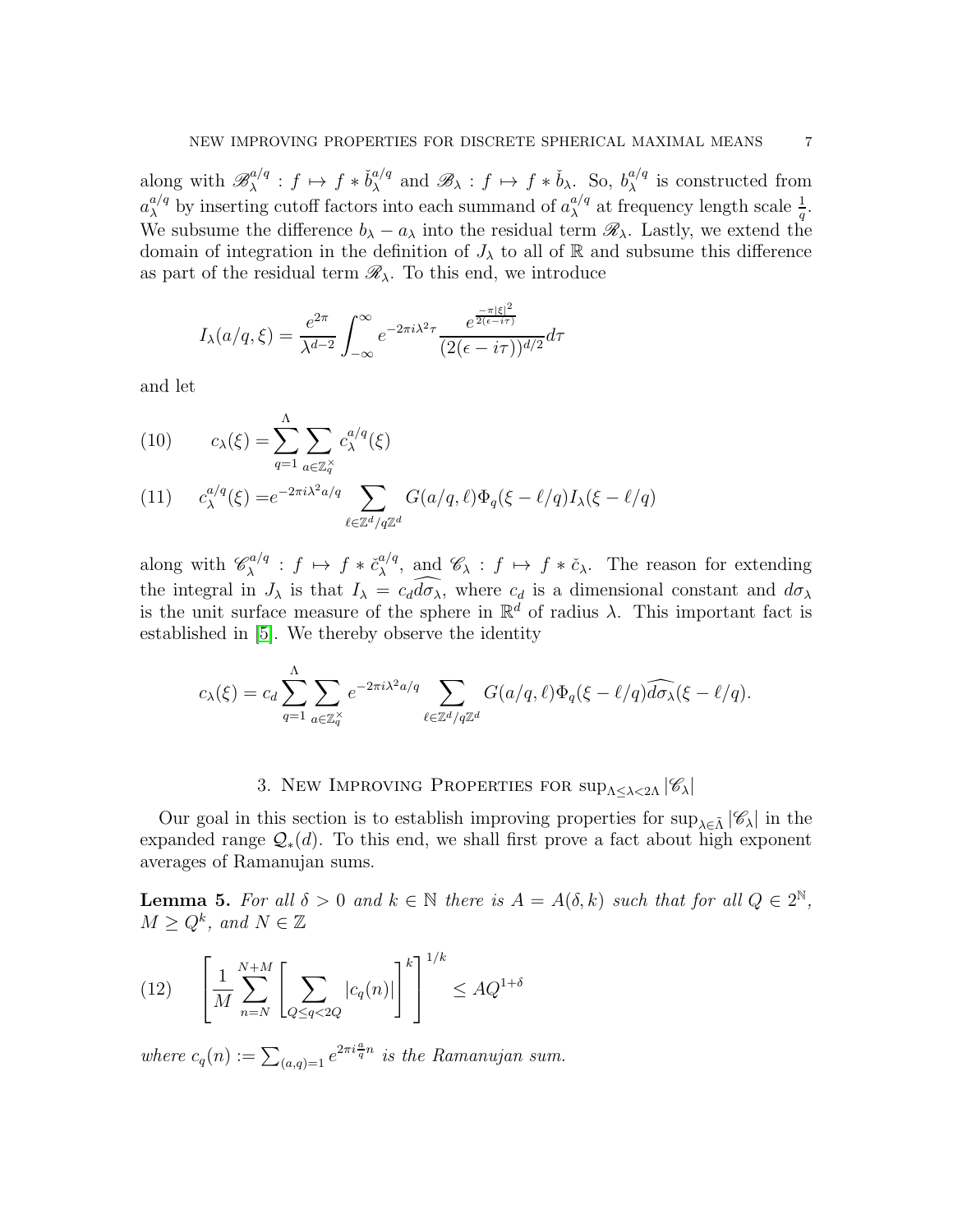along with $\mathscr{B}_\lambda^{a/q} : f \mapsto f * \check{b}_\lambda^{a/q}$ and $\mathscr{B}_\lambda : f \mapsto f * \check{b}_\lambda$. So, $b_\lambda^{a/q}$ is constructed from $a_\lambda^{a/q}$ by inserting cutoff factors into each summand of $a_\lambda^{a/q}$ at frequency length scale $\frac{1}{q}$. We subsume the difference $b_\lambda - a_\lambda$ into the residual term $\mathscr{R}_\lambda$. Lastly, we extend the domain of integration in the definition of $J_\lambda$ to all of $\mathbb{R}$ and subsume this difference as part of the residual term $\mathscr{R}_\lambda$. To this end, we introduce

$$I_\lambda(a/q, \xi) = \frac{e^{2\pi}}{\lambda^{d-2}} \int_{-\infty}^{\infty} e^{-2\pi i \lambda^2 \tau} \frac{e^{\frac{-\pi |\xi|^2}{2(\epsilon - i\tau)}}}{(2(\epsilon - i\tau))^{d/2}} d\tau$$

and let

$$c_\lambda(\xi) = \sum_{q=1}^{\Lambda} \sum_{a \in \mathbb{Z}_q^\times} c_\lambda^{a/q}(\xi) \tag{10}$$

$$c_\lambda^{a/q}(\xi) = e^{-2\pi i \lambda^2 a/q} \sum_{\ell \in \mathbb{Z}^d / q\mathbb{Z}^d} G(a/q, \ell) \Phi_q(\xi - \ell/q) I_\lambda(\xi - \ell/q) \tag{11}$$

along with $\mathscr{C}_\lambda^{a/q} : f \mapsto f * \check{c}_\lambda^{a/q}$, and $\mathscr{C}_\lambda : f \mapsto f * \check{c}_\lambda$. The reason for extending the integral in $J_\lambda$ is that $I_\lambda = c_d \widehat{d\sigma_\lambda}$, where $c_d$ is a dimensional constant and $d\sigma_\lambda$ is the unit surface measure of the sphere in $\mathbb{R}^d$ of radius $\lambda$. This important fact is established in [5]. We thereby observe the identity

$$c_\lambda(\xi) = c_d \sum_{q=1}^{\Lambda} \sum_{a \in \mathbb{Z}_q^\times} e^{-2\pi i \lambda^2 a/q} \sum_{\ell \in \mathbb{Z}^d / q\mathbb{Z}^d} G(a/q, \ell) \Phi_q(\xi - \ell/q) \widehat{d\sigma_\lambda}(\xi - \ell/q).$$

## 3. New Improving Properties for $\sup_{\Lambda \le \lambda < 2\Lambda} |\mathscr{C}_\lambda|$

Our goal in this section is to establish improving properties for $\sup_{\lambda \in \tilde{\Lambda}} |\mathscr{C}_\lambda|$ in the expanded range $\mathcal{Q}_*(d)$. To this end, we shall first prove a fact about high exponent averages of Ramanujan sums.

**Lemma 5.** *For all $\delta > 0$ and $k \in \mathbb{N}$ there is $A = A(\delta, k)$ such that for all $Q \in 2^{\mathbb{N}}$, $M \ge Q^k$, and $N \in \mathbb{Z}$*

$$\left[ \frac{1}{M} \sum_{n=N}^{N+M} \left[ \sum_{Q \le q < 2Q} |c_q(n)| \right]^k \right]^{1/k} \le A Q^{1+\delta} \tag{12}$$

*where $c_q(n) := \sum_{(a,q)=1} e^{2\pi i \frac{a}{q} n}$ is the Ramanujan sum.*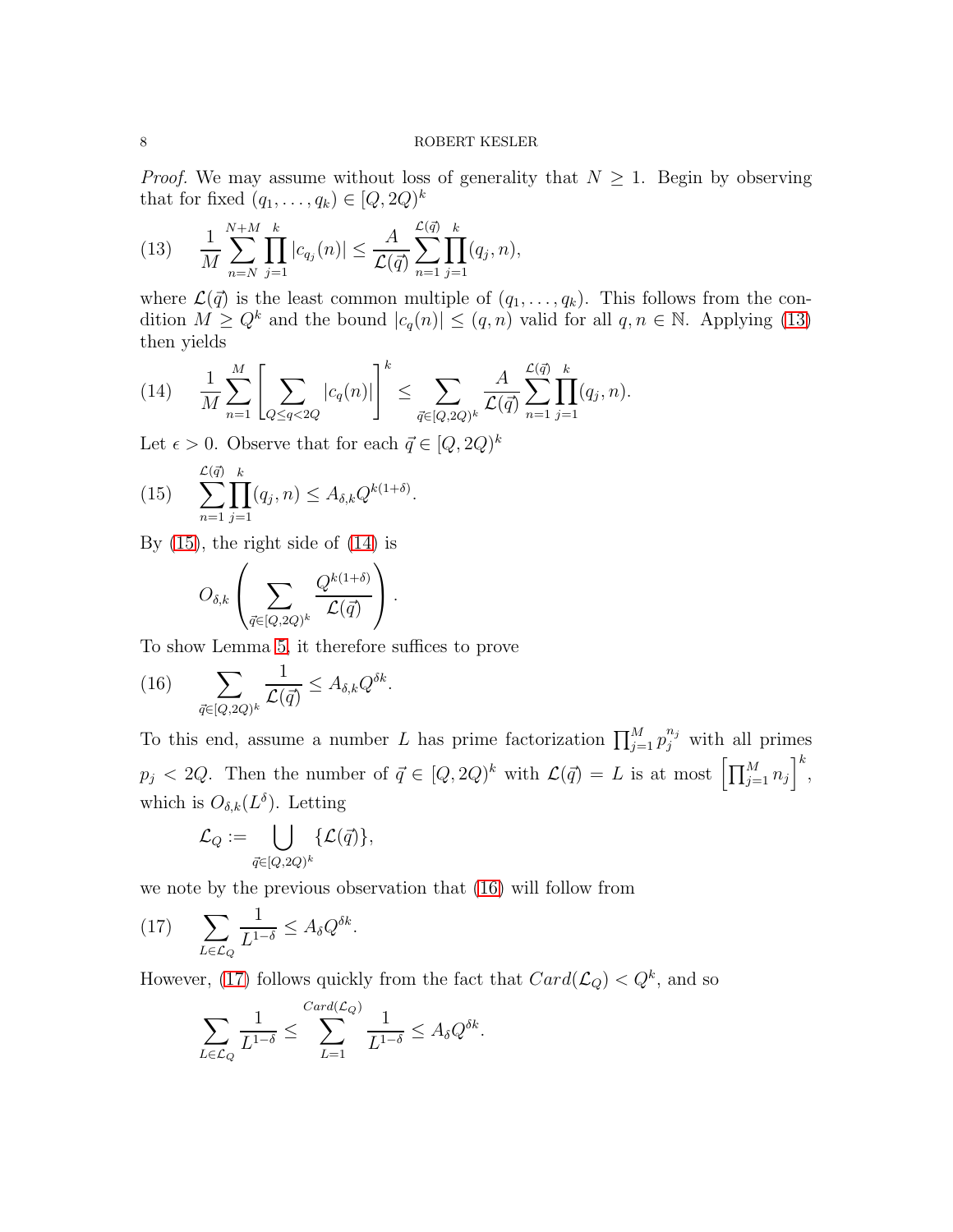*Proof.* We may assume without loss of generality that $N \geq 1$. Begin by observing that for fixed $(q_1, \ldots, q_k) \in [Q, 2Q)^k$

$$\frac{1}{M} \sum_{n=N}^{N+M} \prod_{j=1}^{k} |c_{q_j}(n)| \leq \frac{A}{\mathcal{L}(\vec{q})} \sum_{n=1}^{\mathcal{L}(\vec{q})} \prod_{j=1}^{k} (q_j, n), \tag{13}$$

where $\mathcal{L}(\vec{q})$ is the least common multiple of $(q_1, \ldots, q_k)$. This follows from the condition $M \geq Q^k$ and the bound $|c_q(n)| \leq (q, n)$ valid for all $q, n \in \mathbb{N}$. Applying (13) then yields

$$\frac{1}{M} \sum_{n=1}^{M} \left[ \sum_{Q \leq q < 2Q} |c_q(n)| \right]^k \leq \sum_{\vec{q} \in [Q,2Q)^k} \frac{A}{\mathcal{L}(\vec{q})} \sum_{n=1}^{\mathcal{L}(\vec{q})} \prod_{j=1}^{k} (q_j, n). \tag{14}$$

Let $\epsilon > 0$. Observe that for each $\vec{q} \in [Q, 2Q)^k$

$$\sum_{n=1}^{\mathcal{L}(\vec{q})} \prod_{j=1}^{k} (q_j, n) \leq A_{\delta,k} Q^{k(1+\delta)}. \tag{15}$$

By (15), the right side of (14) is

$$O_{\delta,k} \left( \sum_{\vec{q} \in [Q,2Q)^k} \frac{Q^{k(1+\delta)}}{\mathcal{L}(\vec{q})} \right).$$

To show Lemma 5, it therefore suffices to prove

$$\sum_{\vec{q} \in [Q,2Q)^k} \frac{1}{\mathcal{L}(\vec{q})} \leq A_{\delta,k} Q^{\delta k}. \tag{16}$$

To this end, assume a number $L$ has prime factorization $\prod_{j=1}^{M} p_j^{n_j}$ with all primes $p_j < 2Q$. Then the number of $\vec{q} \in [Q, 2Q)^k$ with $\mathcal{L}(\vec{q}) = L$ is at most $\left[ \prod_{j=1}^{M} n_j \right]^k$, which is $O_{\delta,k}(L^{\delta})$. Letting

$$\mathcal{L}_Q := \bigcup_{\vec{q} \in [Q,2Q)^k} \{\mathcal{L}(\vec{q})\},$$

we note by the previous observation that (16) will follow from

$$\sum_{L \in \mathcal{L}_Q} \frac{1}{L^{1-\delta}} \leq A_{\delta} Q^{\delta k}. \tag{17}$$

However, (17) follows quickly from the fact that $Card(\mathcal{L}_Q) < Q^k$, and so

$$\sum_{L \in \mathcal{L}_Q} \frac{1}{L^{1-\delta}} \leq \sum_{L=1}^{Card(\mathcal{L}_Q)} \frac{1}{L^{1-\delta}} \leq A_{\delta} Q^{\delta k}.$$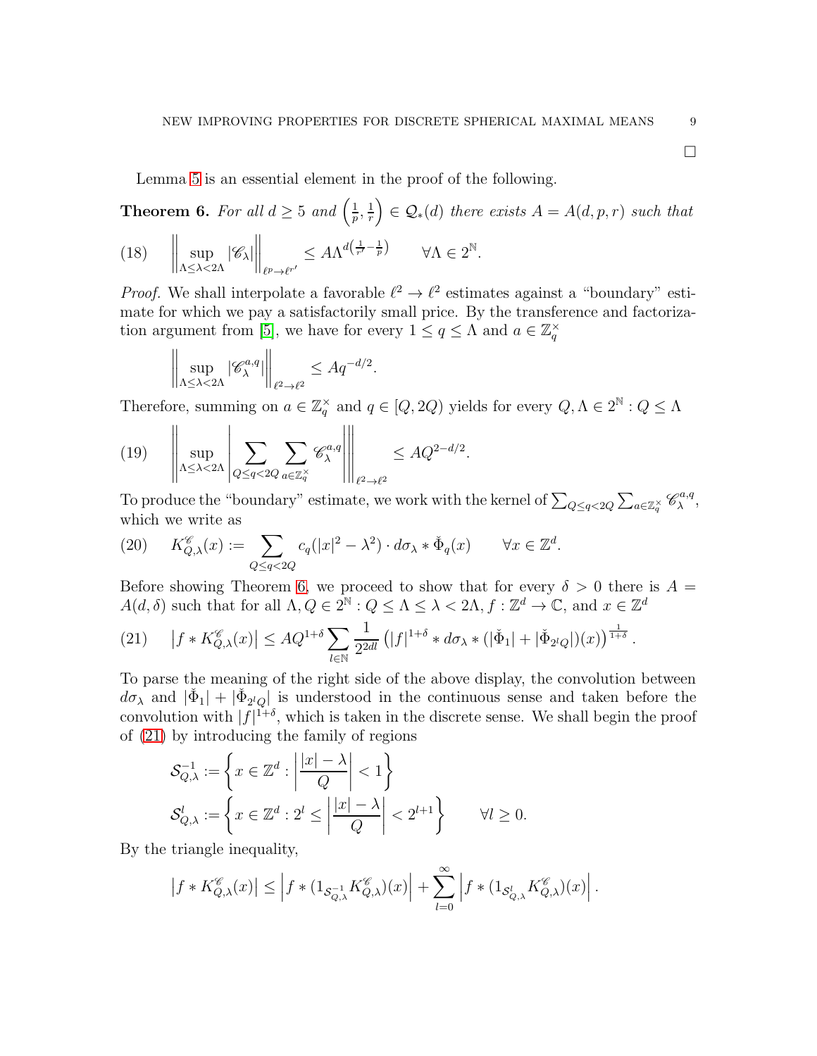□

Lemma 5 is an essential element in the proof of the following.

**Theorem 6.** *For all $d \geq 5$ and $\left(\frac{1}{p}, \frac{1}{r}\right) \in \mathcal{Q}_*(d)$ there exists $A = A(d,p,r)$ such that*

$$\left\| \sup_{\Lambda \leq \lambda < 2\Lambda} |\mathscr{C}_\lambda| \right\|_{\ell^p \to \ell^{r'}} \leq A \Lambda^{d\left(\frac{1}{r'} - \frac{1}{p}\right)} \qquad \forall \Lambda \in 2^{\mathbb{N}}. \tag{18}$$

*Proof.* We shall interpolate a favorable $\ell^2 \to \ell^2$ estimates against a "boundary" estimate for which we pay a satisfactorily small price. By the transference and factorization argument from [5], we have for every $1 \leq q \leq \Lambda$ and $a \in \mathbb{Z}_q^\times$

$$\left\| \sup_{\Lambda \leq \lambda < 2\Lambda} |\mathscr{C}_\lambda^{a,q}| \right\|_{\ell^2 \to \ell^2} \leq A q^{-d/2}.$$

Therefore, summing on $a \in \mathbb{Z}_q^\times$ and $q \in [Q, 2Q)$ yields for every $Q, \Lambda \in 2^{\mathbb{N}} : Q \leq \Lambda$

$$\left\| \sup_{\Lambda \leq \lambda < 2\Lambda} \left| \sum_{Q \leq q < 2Q} \sum_{a \in \mathbb{Z}_q^\times} \mathscr{C}_\lambda^{a,q} \right| \right\|_{\ell^2 \to \ell^2} \leq A Q^{2 - d/2}. \tag{19}$$

To produce the "boundary" estimate, we work with the kernel of $\sum_{Q \leq q < 2Q} \sum_{a \in \mathbb{Z}_q^\times} \mathscr{C}_\lambda^{a,q}$, which we write as

$$K_{Q,\lambda}^{\mathscr{C}}(x) := \sum_{Q \leq q < 2Q} c_q(|x|^2 - \lambda^2) \cdot d\sigma_\lambda * \check{\Phi}_q(x) \qquad \forall x \in \mathbb{Z}^d. \tag{20}$$

Before showing Theorem 6, we proceed to show that for every $\delta > 0$ there is $A = A(d, \delta)$ such that for all $\Lambda, Q \in 2^{\mathbb{N}} : Q \leq \Lambda \leq \lambda < 2\Lambda$, $f : \mathbb{Z}^d \to \mathbb{C}$, and $x \in \mathbb{Z}^d$

$$\left| f * K_{Q,\lambda}^{\mathscr{C}}(x) \right| \leq A Q^{1+\delta} \sum_{l \in \mathbb{N}} \frac{1}{2^{2dl}} \left( |f|^{1+\delta} * d\sigma_\lambda * (|\check{\Phi}_1| + |\check{\Phi}_{2^l Q}|)(x) \right)^{\frac{1}{1+\delta}}. \tag{21}$$

To parse the meaning of the right side of the above display, the convolution between $d\sigma_\lambda$ and $|\check{\Phi}_1| + |\check{\Phi}_{2^l Q}|$ is understood in the continuous sense and taken before the convolution with $|f|^{1+\delta}$, which is taken in the discrete sense. We shall begin the proof of (21) by introducing the family of regions

$$\mathcal{S}_{Q,\lambda}^{-1} := \left\{ x \in \mathbb{Z}^d : \left| \frac{|x| - \lambda}{Q} \right| < 1 \right\}$$

$$\mathcal{S}_{Q,\lambda}^{l} := \left\{ x \in \mathbb{Z}^d : 2^l \leq \left| \frac{|x| - \lambda}{Q} \right| < 2^{l+1} \right\} \qquad \forall l \geq 0.$$

By the triangle inequality,

$$\left| f * K_{Q,\lambda}^{\mathscr{C}}(x) \right| \leq \left| f * (1_{\mathcal{S}_{Q,\lambda}^{-1}} K_{Q,\lambda}^{\mathscr{C}})(x) \right| + \sum_{l=0}^{\infty} \left| f * (1_{\mathcal{S}_{Q,\lambda}^{l}} K_{Q,\lambda}^{\mathscr{C}})(x) \right|.$$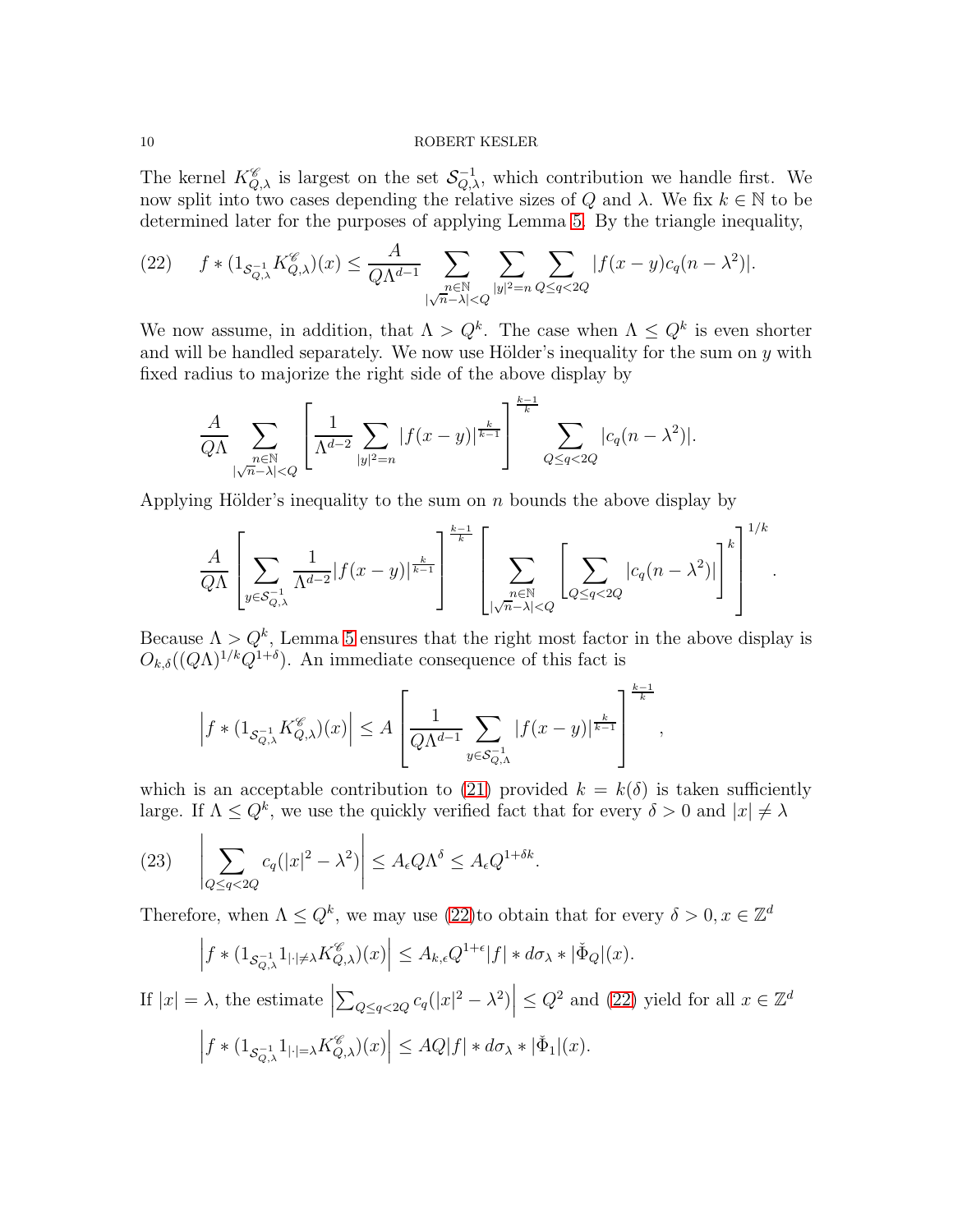The kernel $K^{\mathscr{C}}_{Q,\lambda}$ is largest on the set $\mathcal{S}^{-1}_{Q,\lambda}$, which contribution we handle first. We now split into two cases depending the relative sizes of $Q$ and $\lambda$. We fix $k \in \mathbb{N}$ to be determined later for the purposes of applying Lemma 5. By the triangle inequality,

$$f * (1_{\mathcal{S}^{-1}_{Q,\lambda}} K^{\mathscr{C}}_{Q,\lambda})(x) \leq \frac{A}{Q\Lambda^{d-1}} \sum_{\substack{n \in \mathbb{N} \\ |\sqrt{n}-\lambda|<Q}} \sum_{|y|^2=n} \sum_{Q \leq q < 2Q} |f(x-y) c_q(n-\lambda^2)|. \tag{22}$$

We now assume, in addition, that $\Lambda > Q^k$. The case when $\Lambda \leq Q^k$ is even shorter and will be handled separately. We now use Hölder's inequality for the sum on $y$ with fixed radius to majorize the right side of the above display by

$$\frac{A}{Q\Lambda} \sum_{\substack{n \in \mathbb{N} \\ |\sqrt{n}-\lambda|<Q}} \left[ \frac{1}{\Lambda^{d-2}} \sum_{|y|^2=n} |f(x-y)|^{\frac{k}{k-1}} \right]^{\frac{k-1}{k}} \sum_{Q \leq q < 2Q} |c_q(n-\lambda^2)|.$$

Applying Hölder's inequality to the sum on $n$ bounds the above display by

$$\frac{A}{Q\Lambda} \left[ \sum_{y \in \mathcal{S}^{-1}_{Q,\lambda}} \frac{1}{\Lambda^{d-2}} |f(x-y)|^{\frac{k}{k-1}} \right]^{\frac{k-1}{k}} \left[ \sum_{\substack{n \in \mathbb{N} \\ |\sqrt{n}-\lambda|<Q}} \left[ \sum_{Q \leq q < 2Q} |c_q(n-\lambda^2)| \right]^k \right]^{1/k}.$$

Because $\Lambda > Q^k$, Lemma 5 ensures that the right most factor in the above display is $O_{k,\delta}((Q\Lambda)^{1/k} Q^{1+\delta})$. An immediate consequence of this fact is

$$\left| f * (1_{\mathcal{S}^{-1}_{Q,\lambda}} K^{\mathscr{C}}_{Q,\lambda})(x) \right| \leq A \left[ \frac{1}{Q\Lambda^{d-1}} \sum_{y \in \mathcal{S}^{-1}_{Q,\Lambda}} |f(x-y)|^{\frac{k}{k-1}} \right]^{\frac{k-1}{k}},$$

which is an acceptable contribution to (21) provided $k = k(\delta)$ is taken sufficiently large. If $\Lambda \leq Q^k$, we use the quickly verified fact that for every $\delta > 0$ and $|x| \neq \lambda$

$$\left| \sum_{Q \leq q < 2Q} c_q(|x|^2 - \lambda^2) \right| \leq A_\epsilon Q \Lambda^\delta \leq A_\epsilon Q^{1+\delta k}. \tag{23}$$

Therefore, when $\Lambda \leq Q^k$, we may use (22)to obtain that for every $\delta > 0, x \in \mathbb{Z}^d$

$$\left| f * (1_{\mathcal{S}^{-1}_{Q,\lambda}} 1_{|\cdot| \neq \lambda} K^{\mathscr{C}}_{Q,\lambda})(x) \right| \leq A_{k,\epsilon} Q^{1+\epsilon} |f| * d\sigma_\lambda * |\check{\Phi}_Q|(x).$$

If $|x| = \lambda$, the estimate $\left| \sum_{Q \leq q < 2Q} c_q(|x|^2 - \lambda^2) \right| \leq Q^2$ and (22) yield for all $x \in \mathbb{Z}^d$

$$\left| f * (1_{\mathcal{S}^{-1}_{Q,\lambda}} 1_{|\cdot| = \lambda} K^{\mathscr{C}}_{Q,\lambda})(x) \right| \leq AQ |f| * d\sigma_\lambda * |\check{\Phi}_1|(x).$$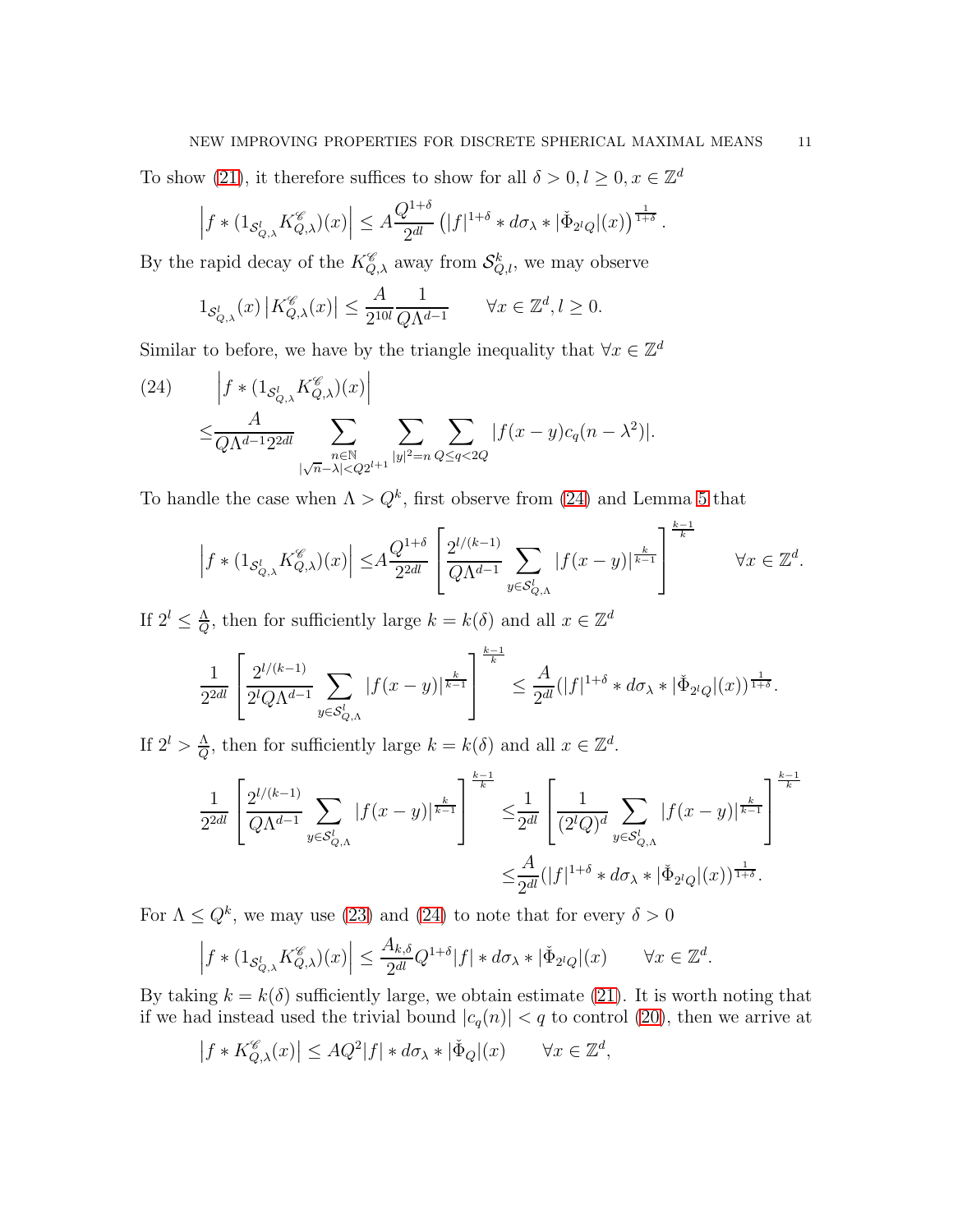To show (21), it therefore suffices to show for all $\delta > 0, l \geq 0, x \in \mathbb{Z}^d$

$$\left| f * (1_{\mathcal{S}^l_{Q,\lambda}} K^{\mathscr{C}}_{Q,\lambda})(x) \right| \leq A \frac{Q^{1+\delta}}{2^{dl}} \left( |f|^{1+\delta} * d\sigma_\lambda * |\check{\Phi}_{2^l Q}|(x) \right)^{\frac{1}{1+\delta}}.$$

By the rapid decay of the $K^{\mathscr{C}}_{Q,\lambda}$ away from $\mathcal{S}^k_{Q,l}$, we may observe

$$1_{\mathcal{S}^l_{Q,\lambda}}(x) \left| K^{\mathscr{C}}_{Q,\lambda}(x) \right| \leq \frac{A}{2^{10l}} \frac{1}{Q\Lambda^{d-1}} \qquad \forall x \in \mathbb{Z}^d, l \geq 0.$$

Similar to before, we have by the triangle inequality that $\forall x \in \mathbb{Z}^d$

$$\begin{aligned} (24) \qquad & \left| f * (1_{\mathcal{S}^l_{Q,\lambda}} K^{\mathscr{C}}_{Q,\lambda})(x) \right| \\ \leq & \frac{A}{Q\Lambda^{d-1} 2^{2dl}} \sum_{\substack{n \in \mathbb{N} \\ |\sqrt{n} - \lambda| < Q 2^{l+1}}} \sum_{|y|^2 = n} \sum_{Q \leq q < 2Q} |f(x-y) c_q(n - \lambda^2)|. \end{aligned}$$

To handle the case when $\Lambda > Q^k$, first observe from (24) and Lemma 5 that

$$\left| f * (1_{\mathcal{S}^l_{Q,\lambda}} K^{\mathscr{C}}_{Q,\lambda})(x) \right| \leq A \frac{Q^{1+\delta}}{2^{2dl}} \left[ \frac{2^{l/(k-1)}}{Q\Lambda^{d-1}} \sum_{y \in \mathcal{S}^l_{Q,\Lambda}} |f(x-y)|^{\frac{k}{k-1}} \right]^{\frac{k-1}{k}} \qquad \forall x \in \mathbb{Z}^d.$$

If $2^l \leq \frac{A}{Q}$, then for sufficiently large $k = k(\delta)$ and all $x \in \mathbb{Z}^d$

$$\frac{1}{2^{2dl}} \left[ \frac{2^{l/(k-1)}}{2^l Q\Lambda^{d-1}} \sum_{y \in \mathcal{S}^l_{Q,\Lambda}} |f(x-y)|^{\frac{k}{k-1}} \right]^{\frac{k-1}{k}} \leq \frac{A}{2^{dl}} (|f|^{1+\delta} * d\sigma_\lambda * |\check{\Phi}_{2^l Q}|(x))^{\frac{1}{1+\delta}}.$$

If $2^l > \frac{A}{Q}$, then for sufficiently large $k = k(\delta)$ and all $x \in \mathbb{Z}^d$.

$$\begin{aligned} \frac{1}{2^{2dl}} \left[ \frac{2^{l/(k-1)}}{Q\Lambda^{d-1}} \sum_{y \in \mathcal{S}^l_{Q,\Lambda}} |f(x-y)|^{\frac{k}{k-1}} \right]^{\frac{k-1}{k}} \leq & \frac{1}{2^{dl}} \left[ \frac{1}{(2^l Q)^d} \sum_{y \in \mathcal{S}^l_{Q,\Lambda}} |f(x-y)|^{\frac{k}{k-1}} \right]^{\frac{k-1}{k}} \\ \leq & \frac{A}{2^{dl}} (|f|^{1+\delta} * d\sigma_\lambda * |\check{\Phi}_{2^l Q}|(x))^{\frac{1}{1+\delta}}. \end{aligned}$$

For $\Lambda \leq Q^k$, we may use (23) and (24) to note that for every $\delta > 0$

$$\left| f * (1_{\mathcal{S}^l_{Q,\lambda}} K^{\mathscr{C}}_{Q,\lambda})(x) \right| \leq \frac{A_{k,\delta}}{2^{dl}} Q^{1+\delta} |f| * d\sigma_\lambda * |\check{\Phi}_{2^l Q}|(x) \qquad \forall x \in \mathbb{Z}^d.$$

By taking $k = k(\delta)$ sufficiently large, we obtain estimate (21). It is worth noting that if we had instead used the trivial bound $|c_q(n)| < q$ to control (20), then we arrive at

$$\left| f * K^{\mathscr{C}}_{Q,\lambda}(x) \right| \leq A Q^2 |f| * d\sigma_\lambda * |\check{\Phi}_Q|(x) \qquad \forall x \in \mathbb{Z}^d,$$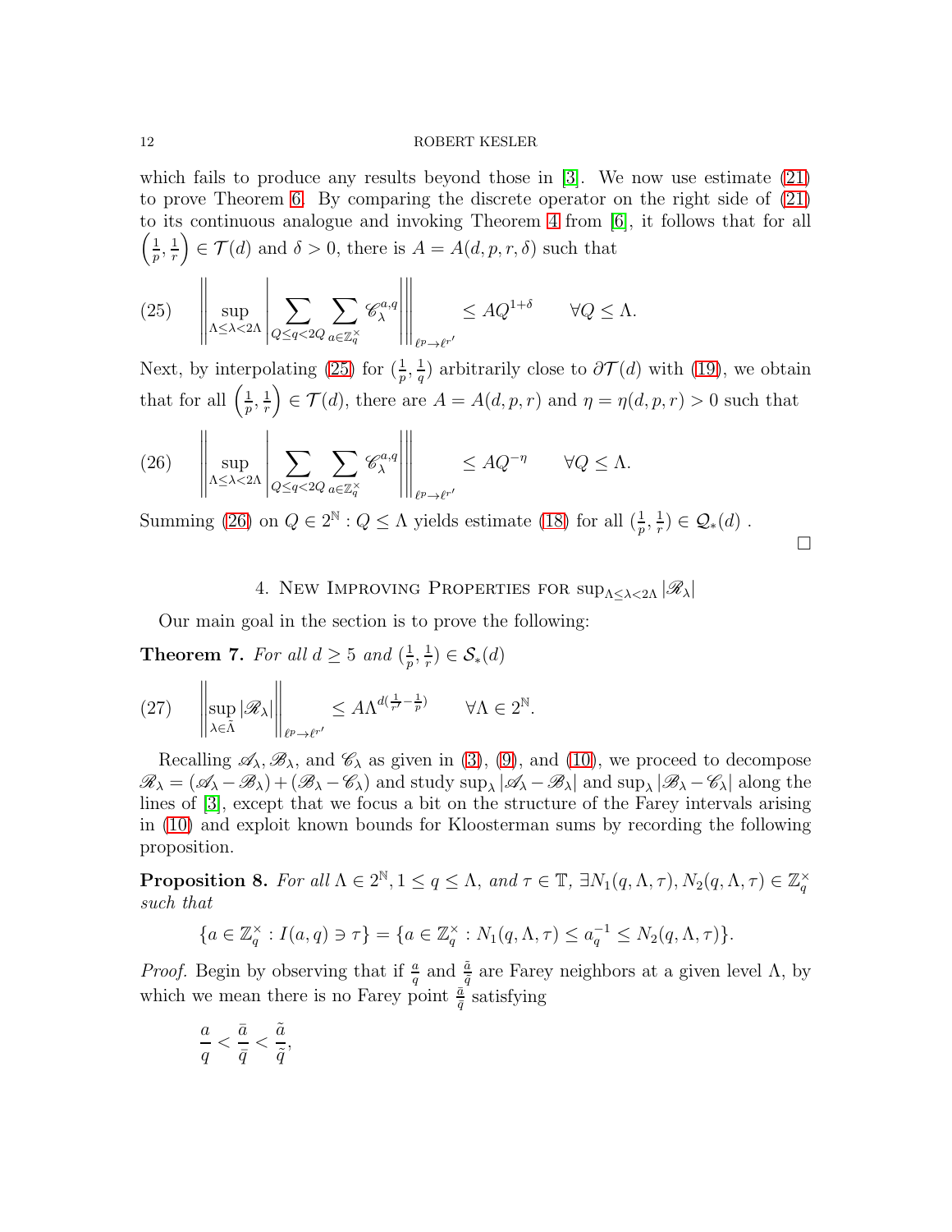which fails to produce any results beyond those in [3]. We now use estimate (21) to prove Theorem 6. By comparing the discrete operator on the right side of (21) to its continuous analogue and invoking Theorem 4 from [6], it follows that for all $\left(\frac{1}{p}, \frac{1}{r}\right) \in \mathcal{T}(d)$ and $\delta > 0$, there is $A = A(d, p, r, \delta)$ such that

$$\left\| \sup_{\Lambda \leq \lambda < 2\Lambda} \left| \sum_{Q \leq q < 2Q} \sum_{a \in \mathbb{Z}_q^\times} \mathscr{C}_\lambda^{a,q} \right| \right\|_{\ell^p \to \ell^{r'}} \leq AQ^{1+\delta} \qquad \forall Q \leq \Lambda. \tag{25}$$

Next, by interpolating (25) for $(\frac{1}{p}, \frac{1}{q})$ arbitrarily close to $\partial \mathcal{T}(d)$ with (19), we obtain that for all $\left(\frac{1}{p}, \frac{1}{r}\right) \in \mathcal{T}(d)$, there are $A = A(d, p, r)$ and $\eta = \eta(d, p, r) > 0$ such that

$$\left\| \sup_{\Lambda \leq \lambda < 2\Lambda} \left| \sum_{Q \leq q < 2Q} \sum_{a \in \mathbb{Z}_q^\times} \mathscr{C}_\lambda^{a,q} \right| \right\|_{\ell^p \to \ell^{r'}} \leq AQ^{-\eta} \qquad \forall Q \leq \Lambda. \tag{26}$$

Summing (26) on $Q \in 2^{\mathbb{N}} : Q \leq \Lambda$ yields estimate (18) for all $(\frac{1}{p}, \frac{1}{r}) \in \mathcal{Q}_*(d)$ . $\square$

## 4. New Improving Properties for $\sup_{\Lambda \leq \lambda < 2\Lambda} |\mathscr{R}_\lambda|$

Our main goal in the section is to prove the following:

**Theorem 7.** *For all $d \geq 5$ and $(\frac{1}{p}, \frac{1}{r}) \in \mathcal{S}_*(d)$*

$$\left\| \sup_{\lambda \in \tilde{\Lambda}} |\mathscr{R}_\lambda| \right\|_{\ell^p \to \ell^{r'}} \leq A \Lambda^{d(\frac{1}{r'} - \frac{1}{p})} \qquad \forall \Lambda \in 2^{\mathbb{N}}. \tag{27}$$

Recalling $\mathscr{A}_\lambda, \mathscr{B}_\lambda$, and $\mathscr{C}_\lambda$ as given in (3), (9), and (10), we proceed to decompose $\mathscr{R}_\lambda = (\mathscr{A}_\lambda - \mathscr{B}_\lambda) + (\mathscr{B}_\lambda - \mathscr{C}_\lambda)$ and study $\sup_\lambda |\mathscr{A}_\lambda - \mathscr{B}_\lambda|$ and $\sup_\lambda |\mathscr{B}_\lambda - \mathscr{C}_\lambda|$ along the lines of [3], except that we focus a bit on the structure of the Farey intervals arising in (10) and exploit known bounds for Kloosterman sums by recording the following proposition.

**Proposition 8.** *For all $\Lambda \in 2^{\mathbb{N}}, 1 \leq q \leq \Lambda$, and $\tau \in \mathbb{T}$, $\exists N_1(q, \Lambda, \tau), N_2(q, \Lambda, \tau) \in \mathbb{Z}_q^\times$ such that*

$$\{a \in \mathbb{Z}_q^\times : I(a, q) \ni \tau\} = \{a \in \mathbb{Z}_q^\times : N_1(q, \Lambda, \tau) \leq a_q^{-1} \leq N_2(q, \Lambda, \tau)\}.$$

*Proof.* Begin by observing that if $\frac{a}{q}$ and $\frac{\tilde{a}}{\tilde{q}}$ are Farey neighbors at a given level $\Lambda$, by which we mean there is no Farey point $\frac{\bar{a}}{\bar{q}}$ satisfying

$$\frac{a}{q} < \frac{\bar{a}}{\bar{q}} < \frac{\tilde{a}}{\tilde{q}},$$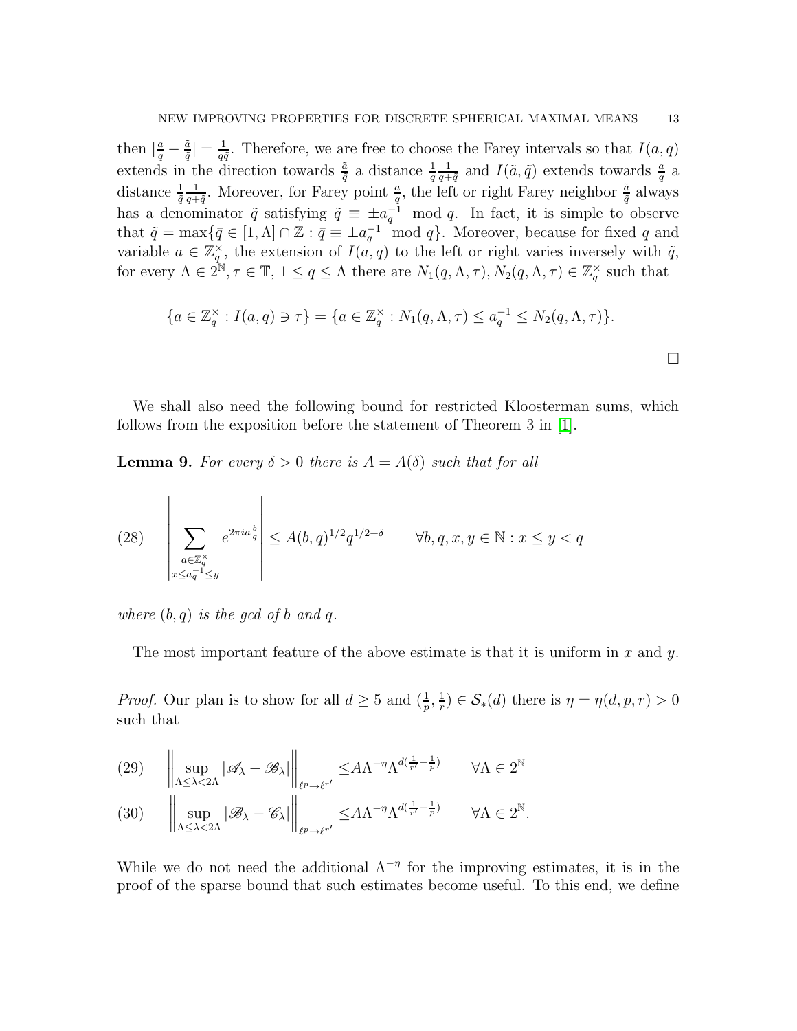then $|\frac{a}{q} - \frac{\tilde{a}}{\tilde{q}}| = \frac{1}{q\tilde{q}}$. Therefore, we are free to choose the Farey intervals so that $I(a, q)$ extends in the direction towards $\frac{\tilde{a}}{\tilde{q}}$ a distance $\frac{1}{q}\frac{1}{q+\tilde{q}}$ and $I(\tilde{a}, \tilde{q})$ extends towards $\frac{a}{q}$ a distance $\frac{1}{\tilde{q}}\frac{1}{q+\tilde{q}}$. Moreover, for Farey point $\frac{a}{q}$, the left or right Farey neighbor $\frac{\tilde{a}}{\tilde{q}}$ always has a denominator $\tilde{q}$ satisfying $\tilde{q} \equiv \pm a_q^{-1} \mod q$. In fact, it is simple to observe that $\tilde{q} = \max\{\bar{q} \in [1, \Lambda] \cap \mathbb{Z} : \bar{q} \equiv \pm a_q^{-1} \mod q\}$. Moreover, because for fixed $q$ and variable $a \in \mathbb{Z}_q^\times$, the extension of $I(a, q)$ to the left or right varies inversely with $\tilde{q}$, for every $\Lambda \in 2^{\mathbb{N}}, \tau \in \mathbb{T}$, $1 \leq q \leq \Lambda$ there are $N_1(q, \Lambda, \tau), N_2(q, \Lambda, \tau) \in \mathbb{Z}_q^\times$ such that

$$\{a \in \mathbb{Z}_q^\times : I(a, q) \ni \tau\} = \{a \in \mathbb{Z}_q^\times : N_1(q, \Lambda, \tau) \leq a_q^{-1} \leq N_2(q, \Lambda, \tau)\}.$$

□

We shall also need the following bound for restricted Kloosterman sums, which follows from the exposition before the statement of Theorem 3 in [1].

**Lemma 9.** *For every $\delta > 0$ there is $A = A(\delta)$ such that for all*

$$\left| \sum_{\substack{a \in \mathbb{Z}_q^\times \\ x \leq a_q^{-1} \leq y}} e^{2\pi i a \frac{b}{q}} \right| \leq A(b, q)^{1/2} q^{1/2+\delta} \qquad \forall b, q, x, y \in \mathbb{N} : x \leq y < q \tag{28}$$

*where $(b, q)$ is the gcd of $b$ and $q$.*

The most important feature of the above estimate is that it is uniform in $x$ and $y$.

*Proof.* Our plan is to show for all $d \geq 5$ and $(\frac{1}{p}, \frac{1}{r}) \in \mathcal{S}_*(d)$ there is $\eta = \eta(d, p, r) > 0$ such that

$$\left\| \sup_{\Lambda \leq \lambda < 2\Lambda} |\mathscr{A}_\lambda - \mathscr{B}_\lambda| \right\|_{\ell^p \to \ell^{r'}} \leq A\Lambda^{-\eta} \Lambda^{d(\frac{1}{r'} - \frac{1}{p})} \qquad \forall \Lambda \in 2^{\mathbb{N}} \tag{29}$$

$$\left\| \sup_{\Lambda \leq \lambda < 2\Lambda} |\mathscr{B}_\lambda - \mathscr{C}_\lambda| \right\|_{\ell^p \to \ell^{r'}} \leq A\Lambda^{-\eta} \Lambda^{d(\frac{1}{r'} - \frac{1}{p})} \qquad \forall \Lambda \in 2^{\mathbb{N}}. \tag{30}$$

While we do not need the additional $\Lambda^{-\eta}$ for the improving estimates, it is in the proof of the sparse bound that such estimates become useful. To this end, we define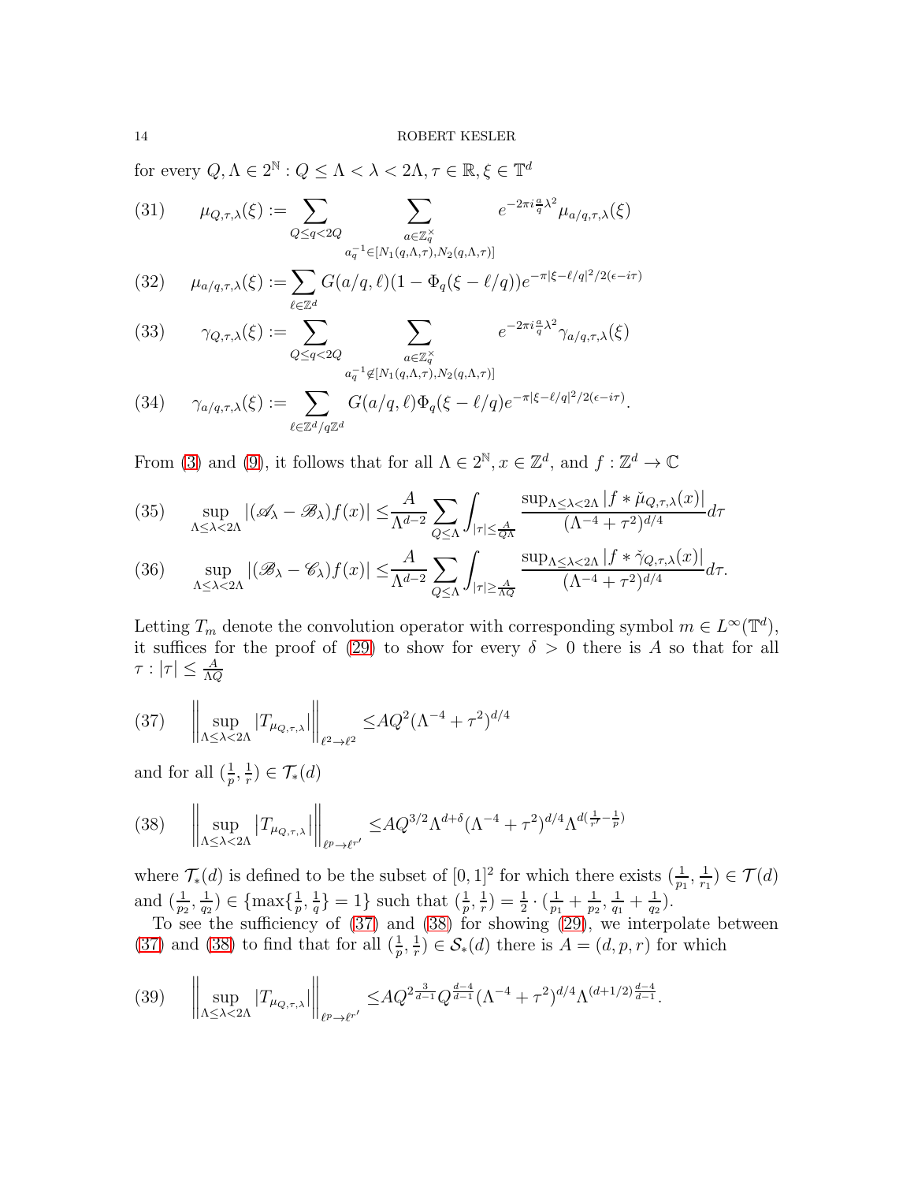for every $Q, \Lambda \in 2^{\mathbb{N}} : Q \leq \Lambda < \lambda < 2\Lambda, \tau \in \mathbb{R}, \xi \in \mathbb{T}^d$

$$\mu_{Q,\tau,\lambda}(\xi) := \sum_{Q \leq q < 2Q} \sum_{\substack{a \in \mathbb{Z}_q^\times \\ a_q^{-1} \in [N_1(q,\Lambda,\tau), N_2(q,\Lambda,\tau)]}} e^{-2\pi i \frac{a}{q}\lambda^2} \mu_{a/q,\tau,\lambda}(\xi) \tag{31}$$

$$\mu_{a/q,\tau,\lambda}(\xi) := \sum_{\ell \in \mathbb{Z}^d} G(a/q, \ell)(1 - \Phi_q(\xi - \ell/q)) e^{-\pi|\xi - \ell/q|^2/2(\epsilon - i\tau)} \tag{32}$$

$$\gamma_{Q,\tau,\lambda}(\xi) := \sum_{Q \leq q < 2Q} \sum_{\substack{a \in \mathbb{Z}_q^\times \\ a_q^{-1} \notin [N_1(q,\Lambda,\tau), N_2(q,\Lambda,\tau)]}} e^{-2\pi i \frac{a}{q}\lambda^2} \gamma_{a/q,\tau,\lambda}(\xi) \tag{33}$$

$$\gamma_{a/q,\tau,\lambda}(\xi) := \sum_{\ell \in \mathbb{Z}^d/q\mathbb{Z}^d} G(a/q, \ell)\Phi_q(\xi - \ell/q) e^{-\pi|\xi - \ell/q|^2/2(\epsilon - i\tau)}. \tag{34}$$

From (3) and (9), it follows that for all $\Lambda \in 2^{\mathbb{N}}, x \in \mathbb{Z}^d$, and $f : \mathbb{Z}^d \to \mathbb{C}$

$$\sup_{\Lambda \leq \lambda < 2\Lambda} |(\mathscr{A}_\lambda - \mathscr{B}_\lambda)f(x)| \leq \frac{A}{\Lambda^{d-2}} \sum_{Q \leq \Lambda} \int_{|\tau| \leq \frac{A}{Q\Lambda}} \frac{\sup_{\Lambda \leq \lambda < 2\Lambda} |f * \check{\mu}_{Q,\tau,\lambda}(x)|}{(\Lambda^{-4} + \tau^2)^{d/4}} d\tau \tag{35}$$

$$\sup_{\Lambda \leq \lambda < 2\Lambda} |(\mathscr{B}_\lambda - \mathscr{C}_\lambda)f(x)| \leq \frac{A}{\Lambda^{d-2}} \sum_{Q \leq \Lambda} \int_{|\tau| \geq \frac{A}{\Lambda Q}} \frac{\sup_{\Lambda \leq \lambda < 2\Lambda} |f * \check{\gamma}_{Q,\tau,\lambda}(x)|}{(\Lambda^{-4} + \tau^2)^{d/4}} d\tau. \tag{36}$$

Letting $T_m$ denote the convolution operator with corresponding symbol $m \in L^\infty(\mathbb{T}^d)$, it suffices for the proof of (29) to show for every $\delta > 0$ there is $A$ so that for all $\tau : |\tau| \leq \frac{A}{\Lambda Q}$

$$\left\| \sup_{\Lambda \leq \lambda < 2\Lambda} |T_{\mu_{Q,\tau,\lambda}}| \right\|_{\ell^2 \to \ell^2} \leq A Q^2 (\Lambda^{-4} + \tau^2)^{d/4} \tag{37}$$

and for all $(\frac{1}{p}, \frac{1}{r}) \in \mathcal{T}_*(d)$

$$\left\| \sup_{\Lambda \leq \lambda < 2\Lambda} |T_{\mu_{Q,\tau,\lambda}}| \right\|_{\ell^p \to \ell^{r'}} \leq A Q^{3/2} \Lambda^{d+\delta} (\Lambda^{-4} + \tau^2)^{d/4} \Lambda^{d(\frac{1}{r'} - \frac{1}{p})} \tag{38}$$

where $\mathcal{T}_*(d)$ is defined to be the subset of $[0,1]^2$ for which there exists $(\frac{1}{p_1}, \frac{1}{r_1}) \in \mathcal{T}(d)$ and $(\frac{1}{p_2}, \frac{1}{q_2}) \in \{\max\{\frac{1}{p}, \frac{1}{q}\} = 1\}$ such that $(\frac{1}{p}, \frac{1}{r}) = \frac{1}{2} \cdot (\frac{1}{p_1} + \frac{1}{p_2}, \frac{1}{q_1} + \frac{1}{q_2})$.

To see the sufficiency of (37) and (38) for showing (29), we interpolate between (37) and (38) to find that for all $(\frac{1}{p}, \frac{1}{r}) \in \mathcal{S}_*(d)$ there is $A = (d, p, r)$ for which

$$\left\| \sup_{\Lambda \leq \lambda < 2\Lambda} |T_{\mu_{Q,\tau,\lambda}}| \right\|_{\ell^p \to \ell^{r'}} \leq A Q^{2\frac{3}{d-1}} Q^{\frac{d-4}{d-1}} (\Lambda^{-4} + \tau^2)^{d/4} \Lambda^{(d+1/2)\frac{d-4}{d-1}}. \tag{39}$$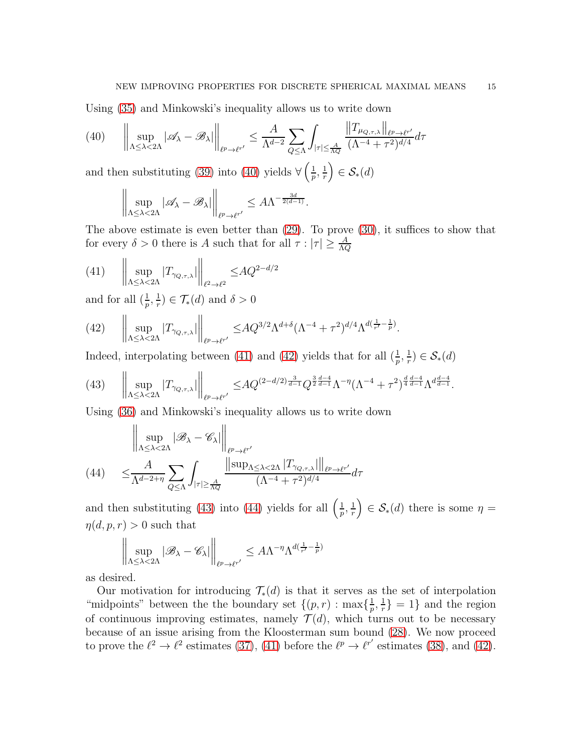Using (35) and Minkowski's inequality allows us to write down

$$
\left\| \sup_{\Lambda \le \lambda < 2\Lambda} |\mathscr{A}_\lambda - \mathscr{B}_\lambda| \right\|_{\ell^p \to \ell^{r'}} \le \frac{A}{\Lambda^{d-2}} \sum_{Q \le \Lambda} \int_{|\tau| \le \frac{A}{\Lambda Q}} \frac{\left\| T_{\mu_{Q,\tau,\lambda}} \right\|_{\ell^p \to \ell^{r'}}}{(\Lambda^{-4} + \tau^2)^{d/4}} d\tau \tag{40}
$$

and then substituting (39) into (40) yields $\forall \left(\frac{1}{p}, \frac{1}{r}\right) \in \mathcal{S}_*(d)$

$$
\left\| \sup_{\Lambda \le \lambda < 2\Lambda} |\mathscr{A}_\lambda - \mathscr{B}_\lambda| \right\|_{\ell^p \to \ell^{r'}} \le A \Lambda^{-\frac{3d}{2(d-1)}}.
$$

The above estimate is even better than (29). To prove (30), it suffices to show that for every $\delta > 0$ there is $A$ such that for all $\tau : |\tau| \ge \frac{A}{\Lambda Q}$

$$
\left\| \sup_{\Lambda \le \lambda < 2\Lambda} |T_{\gamma_{Q,\tau,\lambda}}| \right\|_{\ell^2 \to \ell^2} \le A Q^{2-d/2} \tag{41}
$$

and for all $(\frac{1}{p}, \frac{1}{r}) \in \mathcal{T}_*(d)$ and $\delta > 0$

$$
\left\| \sup_{\Lambda \le \lambda < 2\Lambda} |T_{\gamma_{Q,\tau,\lambda}}| \right\|_{\ell^p \to \ell^{r'}} \le A Q^{3/2} \Lambda^{d+\delta} (\Lambda^{-4} + \tau^2)^{d/4} \Lambda^{d(\frac{1}{r'} - \frac{1}{p})}. \tag{42}
$$

Indeed, interpolating between (41) and (42) yields that for all $(\frac{1}{p}, \frac{1}{r}) \in \mathcal{S}_*(d)$

$$
\left\| \sup_{\Lambda \le \lambda < 2\Lambda} |T_{\gamma_{Q,\tau,\lambda}}| \right\|_{\ell^p \to \ell^{r'}} \le A Q^{(2-d/2)\frac{3}{d-1}} Q^{\frac{3}{2}\frac{d-4}{d-1}} \Lambda^{-\eta} (\Lambda^{-4} + \tau^2)^{\frac{d}{4}\frac{d-4}{d-1}} \Lambda^{d\frac{d-4}{d-1}}. \tag{43}
$$

Using (36) and Minkowski's inequality allows us to write down

$$
\begin{aligned}
&\left\| \sup_{\Lambda \le \lambda < 2\Lambda} |\mathscr{B}_\lambda - \mathscr{C}_\lambda| \right\|_{\ell^p \to \ell^{r'}} \\
\le &\frac{A}{\Lambda^{d-2+\eta}} \sum_{Q \le \Lambda} \int_{|\tau| \ge \frac{A}{\Lambda Q}} \frac{\left\| \sup_{\Lambda \le \lambda < 2\Lambda} |T_{\gamma_{Q,\tau,\lambda}}| \right\|_{\ell^p \to \ell^{r'}}}{(\Lambda^{-4} + \tau^2)^{d/4}} d\tau
\end{aligned} \tag{44}
$$

and then substituting (43) into (44) yields for all $\left(\frac{1}{p}, \frac{1}{r}\right) \in \mathcal{S}_*(d)$ there is some $\eta = \eta(d,p,r) > 0$ such that

$$
\left\| \sup_{\Lambda \le \lambda < 2\Lambda} |\mathscr{B}_\lambda - \mathscr{C}_\lambda| \right\|_{\ell^p \to \ell^{r'}} \le A \Lambda^{-\eta} \Lambda^{d(\frac{1}{r'} - \frac{1}{p})}
$$

as desired.

Our motivation for introducing $\mathcal{T}_*(d)$ is that it serves as the set of interpolation "midpoints" between the the boundary set $\{(p,r) : \max\{\frac{1}{p}, \frac{1}{r}\} = 1\}$ and the region of continuous improving estimates, namely $\mathcal{T}(d)$, which turns out to be necessary because of an issue arising from the Kloosterman sum bound (28). We now proceed to prove the $\ell^2 \to \ell^2$ estimates (37), (41) before the $\ell^p \to \ell^{r'}$ estimates (38), and (42).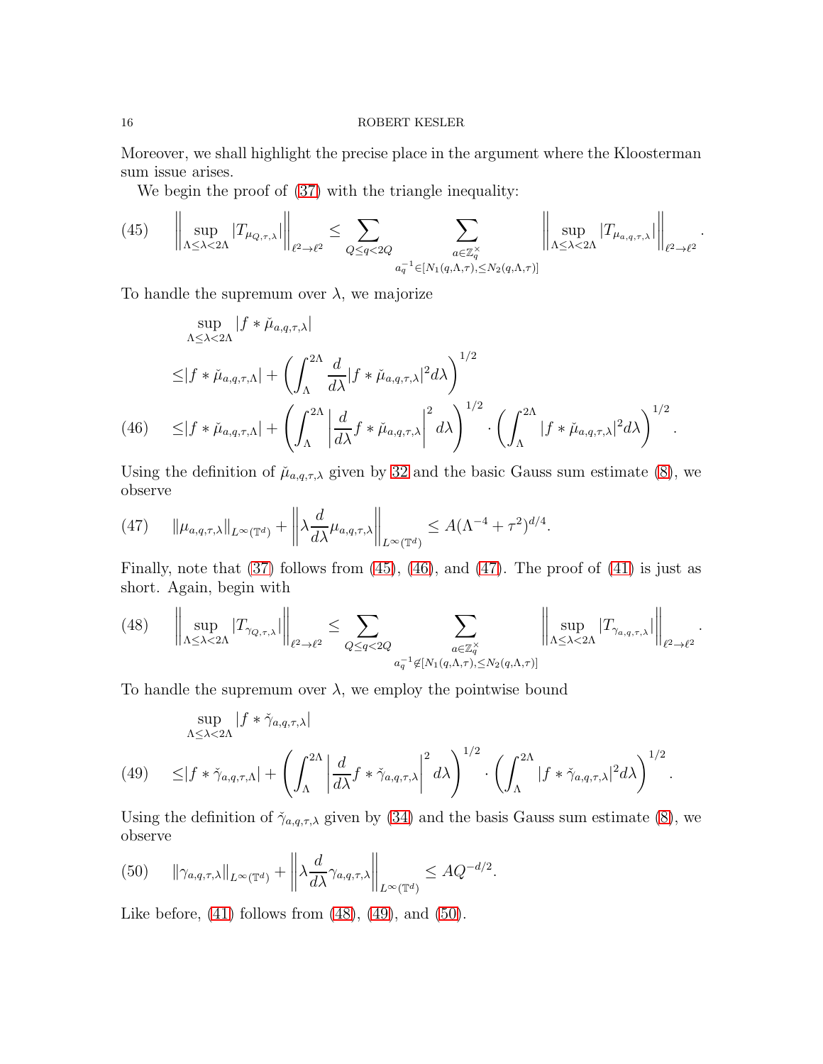Moreover, we shall highlight the precise place in the argument where the Kloosterman sum issue arises.

We begin the proof of (37) with the triangle inequality:

$$\left\| \sup_{\Lambda \leq \lambda < 2\Lambda} |T_{\mu_{Q,\tau,\lambda}}| \right\|_{\ell^2 \to \ell^2} \leq \sum_{Q \leq q < 2Q} \sum_{\substack{a \in \mathbb{Z}_q^\times \\ a_q^{-1} \in [N_1(q,\Lambda,\tau), \leq N_2(q,\Lambda,\tau)]}} \left\| \sup_{\Lambda \leq \lambda < 2\Lambda} |T_{\mu_{a,q,\tau,\lambda}}| \right\|_{\ell^2 \to \ell^2}. \tag{45}$$

To handle the supremum over $\lambda$, we majorize

$$\begin{aligned}
&\sup_{\Lambda \leq \lambda < 2\Lambda} |f * \check{\mu}_{a,q,\tau,\lambda}| \\
\leq & |f * \check{\mu}_{a,q,\tau,\Lambda}| + \left( \int_\Lambda^{2\Lambda} \frac{d}{d\lambda} |f * \check{\mu}_{a,q,\tau,\lambda}|^2 d\lambda \right)^{1/2} \\
\leq & |f * \check{\mu}_{a,q,\tau,\Lambda}| + \left( \int_\Lambda^{2\Lambda} \left| \frac{d}{d\lambda} f * \check{\mu}_{a,q,\tau,\lambda} \right|^2 d\lambda \right)^{1/2} \cdot \left( \int_\Lambda^{2\Lambda} |f * \check{\mu}_{a,q,\tau,\lambda}|^2 d\lambda \right)^{1/2}.
\end{aligned} \tag{46}$$

Using the definition of $\check{\mu}_{a,q,\tau,\lambda}$ given by 32 and the basic Gauss sum estimate (8), we observe

$$\|\mu_{a,q,\tau,\lambda}\|_{L^\infty(\mathbb{T}^d)} + \left\| \lambda \frac{d}{d\lambda} \mu_{a,q,\tau,\lambda} \right\|_{L^\infty(\mathbb{T}^d)} \leq A(\Lambda^{-4} + \tau^2)^{d/4}. \tag{47}$$

Finally, note that (37) follows from (45), (46), and (47). The proof of (41) is just as short. Again, begin with

$$\left\| \sup_{\Lambda \leq \lambda < 2\Lambda} |T_{\gamma_{Q,\tau,\lambda}}| \right\|_{\ell^2 \to \ell^2} \leq \sum_{Q \leq q < 2Q} \sum_{\substack{a \in \mathbb{Z}_q^\times \\ a_q^{-1} \notin [N_1(q,\Lambda,\tau), \leq N_2(q,\Lambda,\tau)]}} \left\| \sup_{\Lambda \leq \lambda < 2\Lambda} |T_{\gamma_{a,q,\tau,\lambda}}| \right\|_{\ell^2 \to \ell^2}. \tag{48}$$

To handle the supremum over $\lambda$, we employ the pointwise bound

$$\begin{aligned}
&\sup_{\Lambda \leq \lambda < 2\Lambda} |f * \check{\gamma}_{a,q,\tau,\lambda}| \\
\leq & |f * \check{\gamma}_{a,q,\tau,\Lambda}| + \left( \int_\Lambda^{2\Lambda} \left| \frac{d}{d\lambda} f * \check{\gamma}_{a,q,\tau,\lambda} \right|^2 d\lambda \right)^{1/2} \cdot \left( \int_\Lambda^{2\Lambda} |f * \check{\gamma}_{a,q,\tau,\lambda}|^2 d\lambda \right)^{1/2}.
\end{aligned} \tag{49}$$

Using the definition of $\check{\gamma}_{a,q,\tau,\lambda}$ given by (34) and the basis Gauss sum estimate (8), we observe

$$\|\gamma_{a,q,\tau,\lambda}\|_{L^\infty(\mathbb{T}^d)} + \left\| \lambda \frac{d}{d\lambda} \gamma_{a,q,\tau,\lambda} \right\|_{L^\infty(\mathbb{T}^d)} \leq A Q^{-d/2}. \tag{50}$$

Like before, (41) follows from (48), (49), and (50).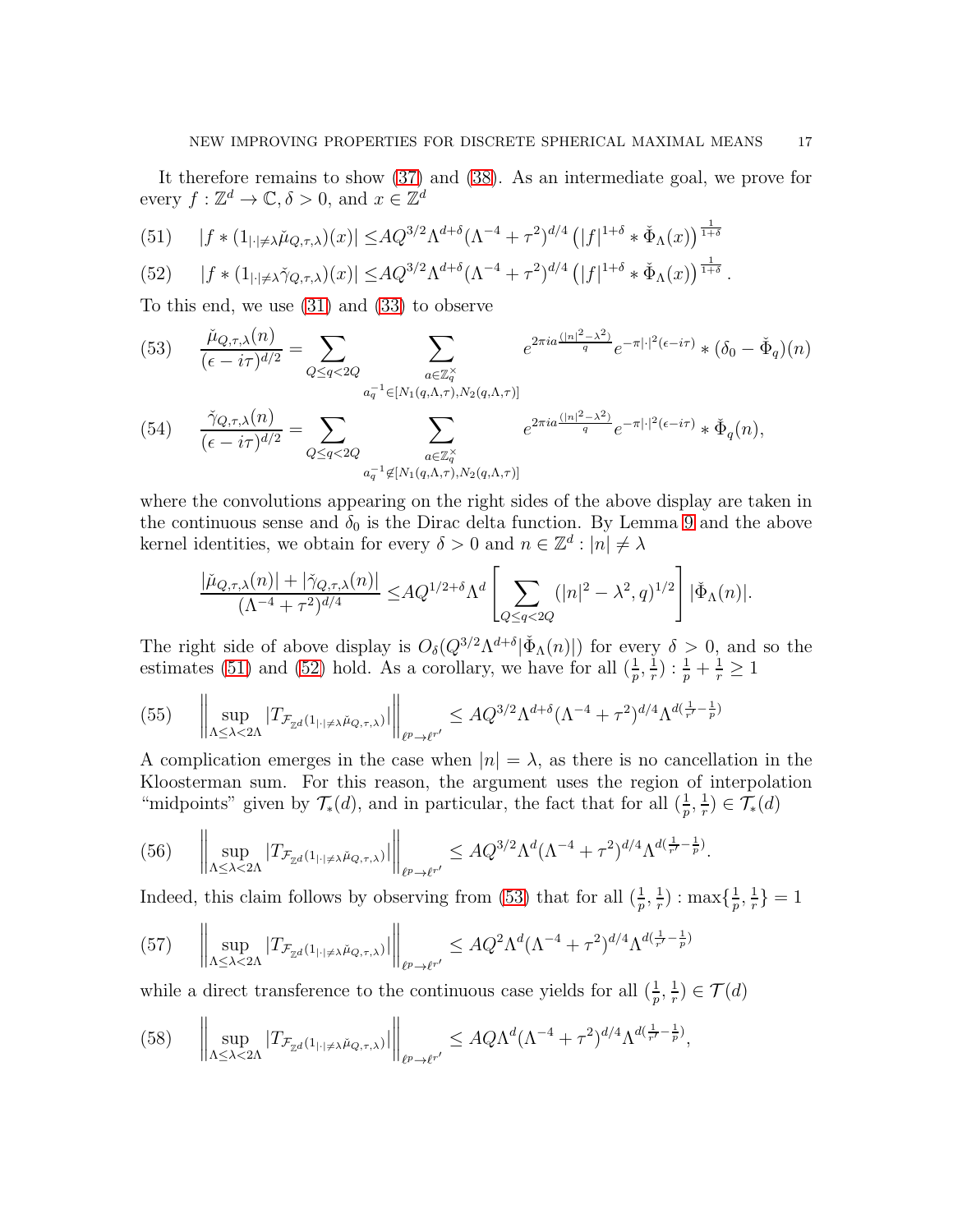It therefore remains to show (37) and (38). As an intermediate goal, we prove for every $f : \mathbb{Z}^d \to \mathbb{C}, \delta > 0$, and $x \in \mathbb{Z}^d$

$$
\begin{aligned}
(51) \qquad |f * (1_{|\cdot| \neq \lambda} \check{\mu}_{Q,\tau,\lambda})(x)| &\leq A Q^{3/2} \Lambda^{d+\delta} (\Lambda^{-4} + \tau^2)^{d/4} \left( |f|^{1+\delta} * \check{\Phi}_\Lambda(x) \right)^{\frac{1}{1+\delta}} \\
(52) \qquad |f * (1_{|\cdot| \neq \lambda} \check{\gamma}_{Q,\tau,\lambda})(x)| &\leq A Q^{3/2} \Lambda^{d+\delta} (\Lambda^{-4} + \tau^2)^{d/4} \left( |f|^{1+\delta} * \check{\Phi}_\Lambda(x) \right)^{\frac{1}{1+\delta}}.
\end{aligned}
$$

To this end, we use (31) and (33) to observe

$$
(53) \qquad \frac{\check{\mu}_{Q,\tau,\lambda}(n)}{(\epsilon - i\tau)^{d/2}} = \sum_{Q \leq q < 2Q} \sum_{\substack{a \in \mathbb{Z}_q^\times \\ a_q^{-1} \in [N_1(q,\Lambda,\tau), N_2(q,\Lambda,\tau)]}} e^{2\pi i a \frac{(|n|^2 - \lambda^2)}{q}} e^{-\pi |\cdot|^2 (\epsilon - i\tau)} * (\delta_0 - \check{\Phi}_q)(n)
$$

$$
(54) \qquad \frac{\check{\gamma}_{Q,\tau,\lambda}(n)}{(\epsilon - i\tau)^{d/2}} = \sum_{Q \leq q < 2Q} \sum_{\substack{a \in \mathbb{Z}_q^\times \\ a_q^{-1} \notin [N_1(q,\Lambda,\tau), N_2(q,\Lambda,\tau)]}} e^{2\pi i a \frac{(|n|^2 - \lambda^2)}{q}} e^{-\pi |\cdot|^2 (\epsilon - i\tau)} * \check{\Phi}_q(n),
$$

where the convolutions appearing on the right sides of the above display are taken in the continuous sense and $\delta_0$ is the Dirac delta function. By Lemma 9 and the above kernel identities, we obtain for every $\delta > 0$ and $n \in \mathbb{Z}^d : |n| \neq \lambda$

$$
\frac{|\check{\mu}_{Q,\tau,\lambda}(n)| + |\check{\gamma}_{Q,\tau,\lambda}(n)|}{(\Lambda^{-4} + \tau^2)^{d/4}} \leq A Q^{1/2+\delta} \Lambda^d \left[ \sum_{Q \leq q < 2Q} (|n|^2 - \lambda^2, q)^{1/2} \right] |\check{\Phi}_\Lambda(n)|.
$$

The right side of above display is $O_\delta(Q^{3/2} \Lambda^{d+\delta} |\check{\Phi}_\Lambda(n)|)$ for every $\delta > 0$, and so the estimates (51) and (52) hold. As a corollary, we have for all $(\frac{1}{p}, \frac{1}{r}) : \frac{1}{p} + \frac{1}{r} \geq 1$

$$
(55) \qquad \left\| \sup_{\Lambda \leq \lambda < 2\Lambda} |T_{\mathcal{F}_{\mathbb{Z}^d}(1_{|\cdot| \neq \lambda} \check{\mu}_{Q,\tau,\lambda})}| \right\|_{\ell^p \to \ell^{r'}} \leq A Q^{3/2} \Lambda^{d+\delta} (\Lambda^{-4} + \tau^2)^{d/4} \Lambda^{d(\frac{1}{r'} - \frac{1}{p})}
$$

A complication emerges in the case when $|n| = \lambda$, as there is no cancellation in the Kloosterman sum. For this reason, the argument uses the region of interpolation "midpoints" given by $\mathcal{T}_*(d)$, and in particular, the fact that for all $(\frac{1}{p}, \frac{1}{r}) \in \mathcal{T}_*(d)$

$$
(56) \qquad \left\| \sup_{\Lambda \leq \lambda < 2\Lambda} |T_{\mathcal{F}_{\mathbb{Z}^d}(1_{|\cdot| \neq \lambda} \check{\mu}_{Q,\tau,\lambda})}| \right\|_{\ell^p \to \ell^{r'}} \leq A Q^{3/2} \Lambda^{d} (\Lambda^{-4} + \tau^2)^{d/4} \Lambda^{d(\frac{1}{r'} - \frac{1}{p})}.
$$

Indeed, this claim follows by observing from (53) that for all $(\frac{1}{p}, \frac{1}{r}) : \max\{\frac{1}{p}, \frac{1}{r}\} = 1$

$$
(57) \qquad \left\| \sup_{\Lambda \leq \lambda < 2\Lambda} |T_{\mathcal{F}_{\mathbb{Z}^d}(1_{|\cdot| \neq \lambda} \check{\mu}_{Q,\tau,\lambda})}| \right\|_{\ell^p \to \ell^{r'}} \leq A Q^{2} \Lambda^{d} (\Lambda^{-4} + \tau^2)^{d/4} \Lambda^{d(\frac{1}{r'} - \frac{1}{p})}
$$

while a direct transference to the continuous case yields for all $(\frac{1}{p}, \frac{1}{r}) \in \mathcal{T}(d)$

$$
(58) \qquad \left\| \sup_{\Lambda \leq \lambda < 2\Lambda} |T_{\mathcal{F}_{\mathbb{Z}^d}(1_{|\cdot| \neq \lambda} \check{\mu}_{Q,\tau,\lambda})}| \right\|_{\ell^p \to \ell^{r'}} \leq A Q \Lambda^{d} (\Lambda^{-4} + \tau^2)^{d/4} \Lambda^{d(\frac{1}{r'} - \frac{1}{p})},
$$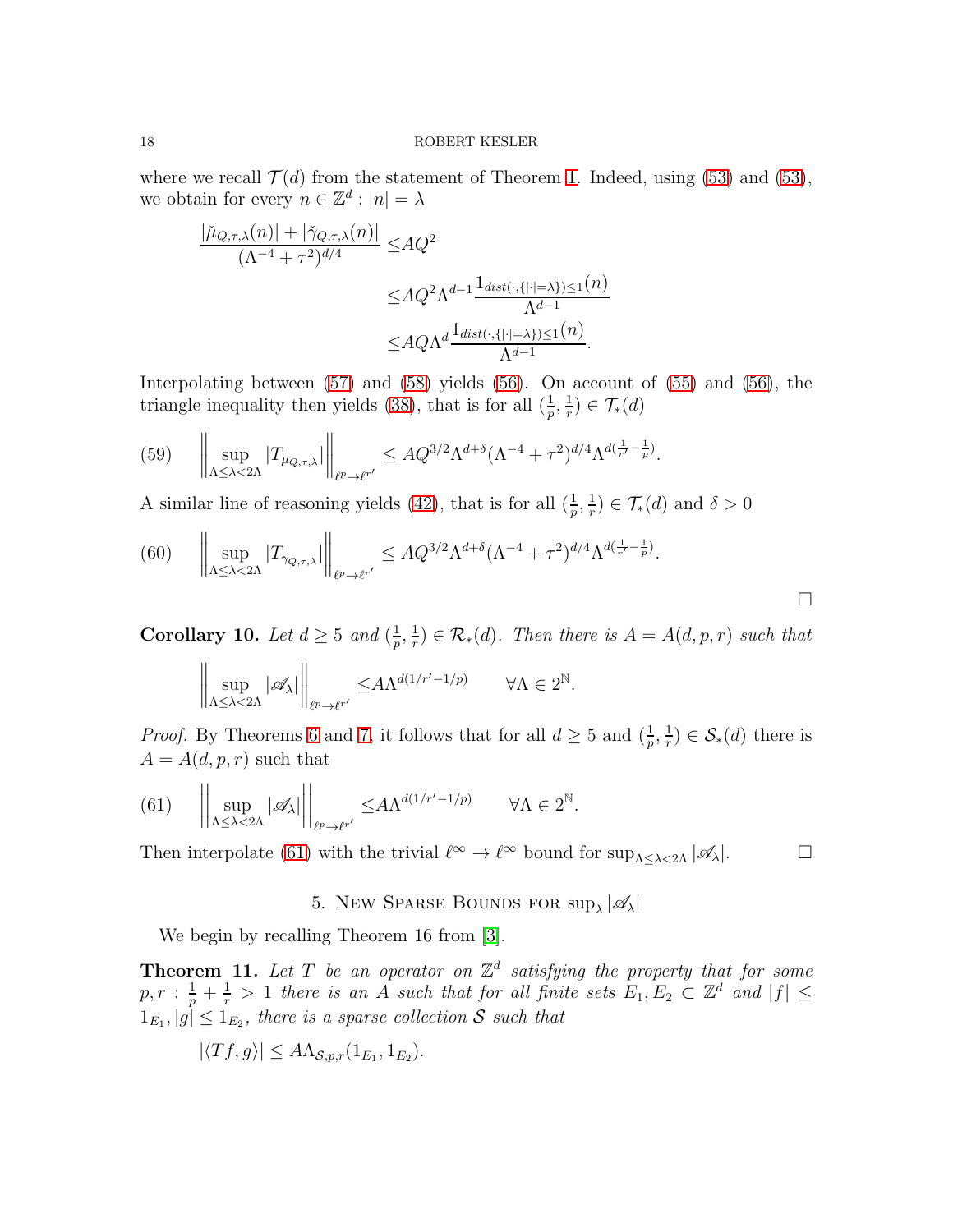where we recall $\mathcal{T}(d)$ from the statement of Theorem 1. Indeed, using (53) and (53), we obtain for every $n \in \mathbb{Z}^d : |n| = \lambda$

$$
\begin{aligned}
\frac{|\check{\mu}_{Q,\tau,\lambda}(n)| + |\tilde{\gamma}_{Q,\tau,\lambda}(n)|}{(\Lambda^{-4} + \tau^2)^{d/4}} \leq & AQ^2 \\
\leq & AQ^2 \Lambda^{d-1} \frac{1_{dist(\cdot,\{|\cdot|=\lambda\})\leq 1}(n)}{\Lambda^{d-1}} \\
\leq & AQ \Lambda^{d} \frac{1_{dist(\cdot,\{|\cdot|=\lambda\})\leq 1}(n)}{\Lambda^{d-1}}.
\end{aligned}
$$

Interpolating between (57) and (58) yields (56). On account of (55) and (56), the triangle inequality then yields (38), that is for all $(\frac{1}{p}, \frac{1}{r}) \in \mathcal{T}_*(d)$

$$
\left\| \sup_{\Lambda \leq \lambda < 2\Lambda} |T_{\mu_{Q,\tau,\lambda}}| \right\|_{\ell^p \to \ell^{r'}} \leq AQ^{3/2} \Lambda^{d+\delta} (\Lambda^{-4} + \tau^2)^{d/4} \Lambda^{d(\frac{1}{r'} - \frac{1}{p})}. \tag{59}
$$

A similar line of reasoning yields (42), that is for all $(\frac{1}{p}, \frac{1}{r}) \in \mathcal{T}_*(d)$ and $\delta > 0$

$$
\left\| \sup_{\Lambda \leq \lambda < 2\Lambda} |T_{\gamma_{Q,\tau,\lambda}}| \right\|_{\ell^p \to \ell^{r'}} \leq AQ^{3/2} \Lambda^{d+\delta} (\Lambda^{-4} + \tau^2)^{d/4} \Lambda^{d(\frac{1}{r'} - \frac{1}{p})}. \tag{60}
$$

□

**Corollary 10.** *Let $d \geq 5$ and $(\frac{1}{p}, \frac{1}{r}) \in \mathcal{R}_*(d)$. Then there is $A = A(d,p,r)$ such that*

$$
\left\| \sup_{\Lambda \leq \lambda < 2\Lambda} |\mathscr{A}_\lambda| \right\|_{\ell^p \to \ell^{r'}} \leq A \Lambda^{d(1/r' - 1/p)} \qquad \forall \Lambda \in 2^{\mathbb{N}}.
$$

*Proof.* By Theorems 6 and 7, it follows that for all $d \geq 5$ and $(\frac{1}{p}, \frac{1}{r}) \in \mathcal{S}_*(d)$ there is $A = A(d,p,r)$ such that

$$
\left\| \sup_{\Lambda \leq \lambda < 2\Lambda} |\mathscr{A}_\lambda| \right\|_{\ell^p \to \ell^{r'}} \leq A \Lambda^{d(1/r' - 1/p)} \qquad \forall \Lambda \in 2^{\mathbb{N}}. \tag{61}
$$

Then interpolate (61) with the trivial $\ell^\infty \to \ell^\infty$ bound for $\sup_{\Lambda \leq \lambda < 2\Lambda} |\mathscr{A}_\lambda|$. □

## 5. New Sparse Bounds for $\sup_\lambda |\mathscr{A}_\lambda|$

We begin by recalling Theorem 16 from [3].

**Theorem 11.** *Let $T$ be an operator on $\mathbb{Z}^d$ satisfying the property that for some $p, r : \frac{1}{p} + \frac{1}{r} > 1$ there is an $A$ such that for all finite sets $E_1, E_2 \subset \mathbb{Z}^d$ and $|f| \leq 1_{E_1}, |g| \leq 1_{E_2}$, there is a sparse collection $\mathcal{S}$ such that*

$$
|\langle Tf, g \rangle| \leq A \Lambda_{\mathcal{S},p,r}(1_{E_1}, 1_{E_2}).
$$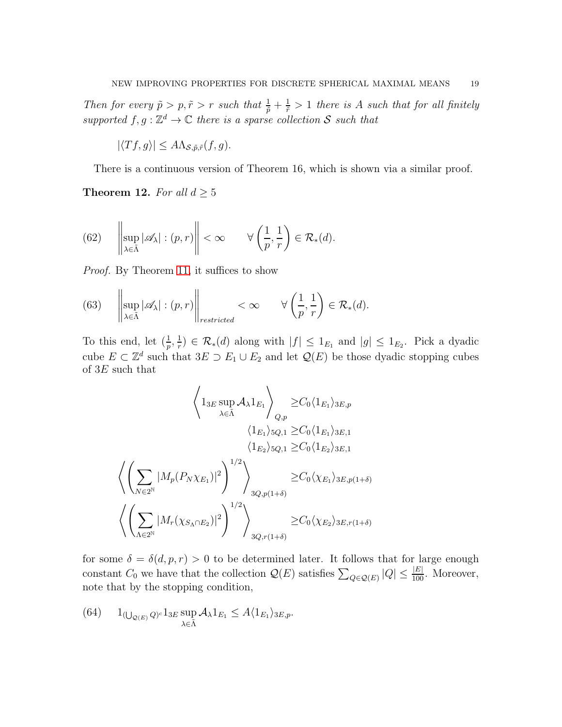*Then for every $\tilde{p} > p, \tilde{r} > r$ such that $\frac{1}{\tilde{p}} + \frac{1}{\tilde{r}} > 1$ there is $A$ such that for all finitely supported $f, g : \mathbb{Z}^d \to \mathbb{C}$ there is a sparse collection $\mathcal{S}$ such that*

$$|\langle Tf, g\rangle| \leq A\Lambda_{\mathcal{S},\tilde{p},\tilde{r}}(f, g).$$

There is a continuous version of Theorem 16, which is shown via a similar proof.

**Theorem 12.** *For all $d \geq 5$*

$$\left\| \sup_{\lambda \in \tilde{\Lambda}} |\mathscr{A}_\lambda| : (p, r) \right\| < \infty \qquad \forall \left(\frac{1}{p}, \frac{1}{r}\right) \in \mathcal{R}_*(d). \tag{62}$$

*Proof.* By Theorem 11, it suffices to show

$$\left\| \sup_{\lambda \in \tilde{\Lambda}} |\mathscr{A}_\lambda| : (p, r) \right\|_{restricted} < \infty \qquad \forall \left(\frac{1}{p}, \frac{1}{r}\right) \in \mathcal{R}_*(d). \tag{63}$$

To this end, let $(\frac{1}{p}, \frac{1}{r}) \in \mathcal{R}_*(d)$ along with $|f| \leq 1_{E_1}$ and $|g| \leq 1_{E_2}$. Pick a dyadic cube $E \subset \mathbb{Z}^d$ such that $3E \supset E_1 \cup E_2$ and let $\mathcal{Q}(E)$ be those dyadic stopping cubes of $3E$ such that

$$\begin{aligned}
\left\langle 1_{3E} \sup_{\lambda \in \tilde{\Lambda}} \mathcal{A}_\lambda 1_{E_1} \right\rangle_{Q,p} &\geq C_0 \langle 1_{E_1} \rangle_{3E,p} \\
\langle 1_{E_1} \rangle_{5Q,1} &\geq C_0 \langle 1_{E_1} \rangle_{3E,1} \\
\langle 1_{E_2} \rangle_{5Q,1} &\geq C_0 \langle 1_{E_2} \rangle_{3E,1} \\
\left\langle \left( \sum_{N \in 2^{\mathbb{N}}} |M_p(P_N \chi_{E_1})|^2 \right)^{1/2} \right\rangle_{3Q,p(1+\delta)} &\geq C_0 \langle \chi_{E_1} \rangle_{3E,p(1+\delta)} \\
\left\langle \left( \sum_{\Lambda \in 2^{\mathbb{N}}} |M_r(\chi_{S_\Lambda \cap E_2})|^2 \right)^{1/2} \right\rangle_{3Q,r(1+\delta)} &\geq C_0 \langle \chi_{E_2} \rangle_{3E,r(1+\delta)}
\end{aligned}$$

for some $\delta = \delta(d, p, r) > 0$ to be determined later. It follows that for large enough constant $C_0$ we have that the collection $\mathcal{Q}(E)$ satisfies $\sum_{Q \in \mathcal{Q}(E)} |Q| \leq \frac{|E|}{100}$. Moreover, note that by the stopping condition,

$$1_{(\bigcup_{\mathcal{Q}(E)} Q)^c} 1_{3E} \sup_{\lambda \in \tilde{\Lambda}} \mathcal{A}_\lambda 1_{E_1} \leq A \langle 1_{E_1} \rangle_{3E,p}. \tag{64}$$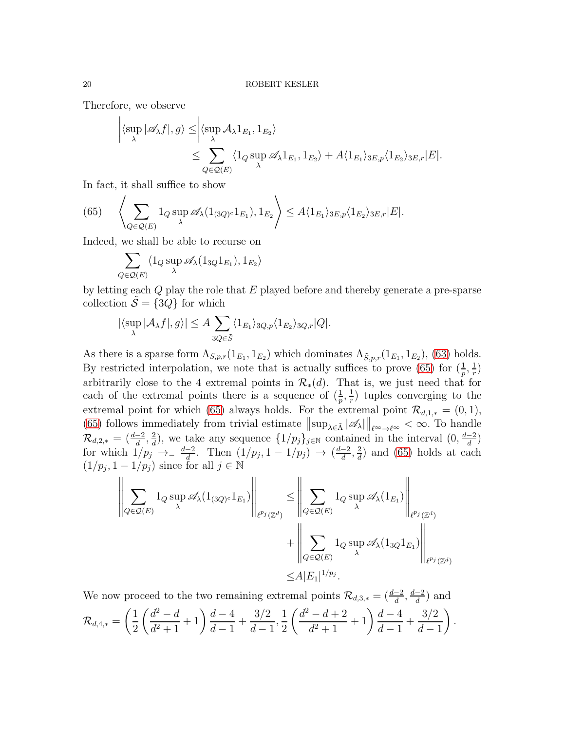Therefore, we observe

$$\left|\langle \sup_\lambda |\mathscr{A}_\lambda f|, g\rangle \leq \right| \langle \sup_\lambda \mathcal{A}_\lambda 1_{E_1}, 1_{E_2}\rangle$$
$$\leq \sum_{Q \in \mathcal{Q}(E)} \langle 1_Q \sup_\lambda \mathscr{A}_\lambda 1_{E_1}, 1_{E_2}\rangle + A\langle 1_{E_1}\rangle_{3E,p}\langle 1_{E_2}\rangle_{3E,r}|E|.$$

In fact, it shall suffice to show

$$\left\langle \sum_{Q \in \mathcal{Q}(E)} 1_Q \sup_\lambda \mathscr{A}_\lambda (1_{(3Q)^c} 1_{E_1}), 1_{E_2} \right\rangle \leq A\langle 1_{E_1}\rangle_{3E,p}\langle 1_{E_2}\rangle_{3E,r}|E|. \tag{65}$$

Indeed, we shall be able to recurse on

$$\sum_{Q \in \mathcal{Q}(E)} \langle 1_Q \sup_\lambda \mathscr{A}_\lambda (1_{3Q} 1_{E_1}), 1_{E_2}\rangle$$

by letting each $Q$ play the role that $E$ played before and thereby generate a pre-sparse collection $\tilde{\mathcal{S}} = \{3Q\}$ for which

$$|\langle \sup_\lambda |\mathcal{A}_\lambda f|, g\rangle| \leq A \sum_{3Q \in \tilde{S}} \langle 1_{E_1}\rangle_{3Q,p}\langle 1_{E_2}\rangle_{3Q,r}|Q|.$$

As there is a sparse form $\Lambda_{S,p,r}(1_{E_1}, 1_{E_2})$ which dominates $\Lambda_{\tilde{S},p,r}(1_{E_1}, 1_{E_2})$, (63) holds. By restricted interpolation, we note that is actually suffices to prove (65) for $(\frac{1}{p}, \frac{1}{r})$ arbitrarily close to the 4 extremal points in $\mathcal{R}_*(d)$. That is, we just need that for each of the extremal points there is a sequence of $(\frac{1}{p}, \frac{1}{r})$ tuples converging to the extremal point for which (65) always holds. For the extremal point $\mathcal{R}_{d,1,*} = (0,1)$, (65) follows immediately from trivial estimate $\left\|\sup_{\lambda \in \tilde{\Lambda}} |\mathscr{A}_\lambda|\right\|_{\ell^\infty \to \ell^\infty} < \infty$. To handle $\mathcal{R}_{d,2,*} = (\frac{d-2}{d}, \frac{2}{d})$, we take any sequence $\{1/p_j\}_{j\in\mathbb{N}}$ contained in the interval $(0, \frac{d-2}{d})$ for which $1/p_j \to_- \frac{d-2}{d}$. Then $(1/p_j, 1-1/p_j) \to (\frac{d-2}{d}, \frac{2}{d})$ and (65) holds at each $(1/p_j, 1-1/p_j)$ since for all $j \in \mathbb{N}$

$$\left\|\sum_{Q \in \mathcal{Q}(E)} 1_Q \sup_\lambda \mathscr{A}_\lambda (1_{(3Q)^c} 1_{E_1})\right\|_{\ell^{p_j}(\mathbb{Z}^d)} \leq \left\|\sum_{Q \in \mathcal{Q}(E)} 1_Q \sup_\lambda \mathscr{A}_\lambda (1_{E_1})\right\|_{\ell^{p_j}(\mathbb{Z}^d)}$$
$$+ \left\|\sum_{Q \in \mathcal{Q}(E)} 1_Q \sup_\lambda \mathscr{A}_\lambda (1_{3Q} 1_{E_1})\right\|_{\ell^{p_j}(\mathbb{Z}^d)}$$
$$\leq A|E_1|^{1/p_j}.$$

We now proceed to the two remaining extremal points $\mathcal{R}_{d,3,*} = (\frac{d-2}{d}, \frac{d-2}{d})$ and

$$\mathcal{R}_{d,4,*} = \left(\frac{1}{2}\left(\frac{d^2-d}{d^2+1}+1\right)\frac{d-4}{d-1} + \frac{3/2}{d-1}, \frac{1}{2}\left(\frac{d^2-d+2}{d^2+1}+1\right)\frac{d-4}{d-1} + \frac{3/2}{d-1}\right).$$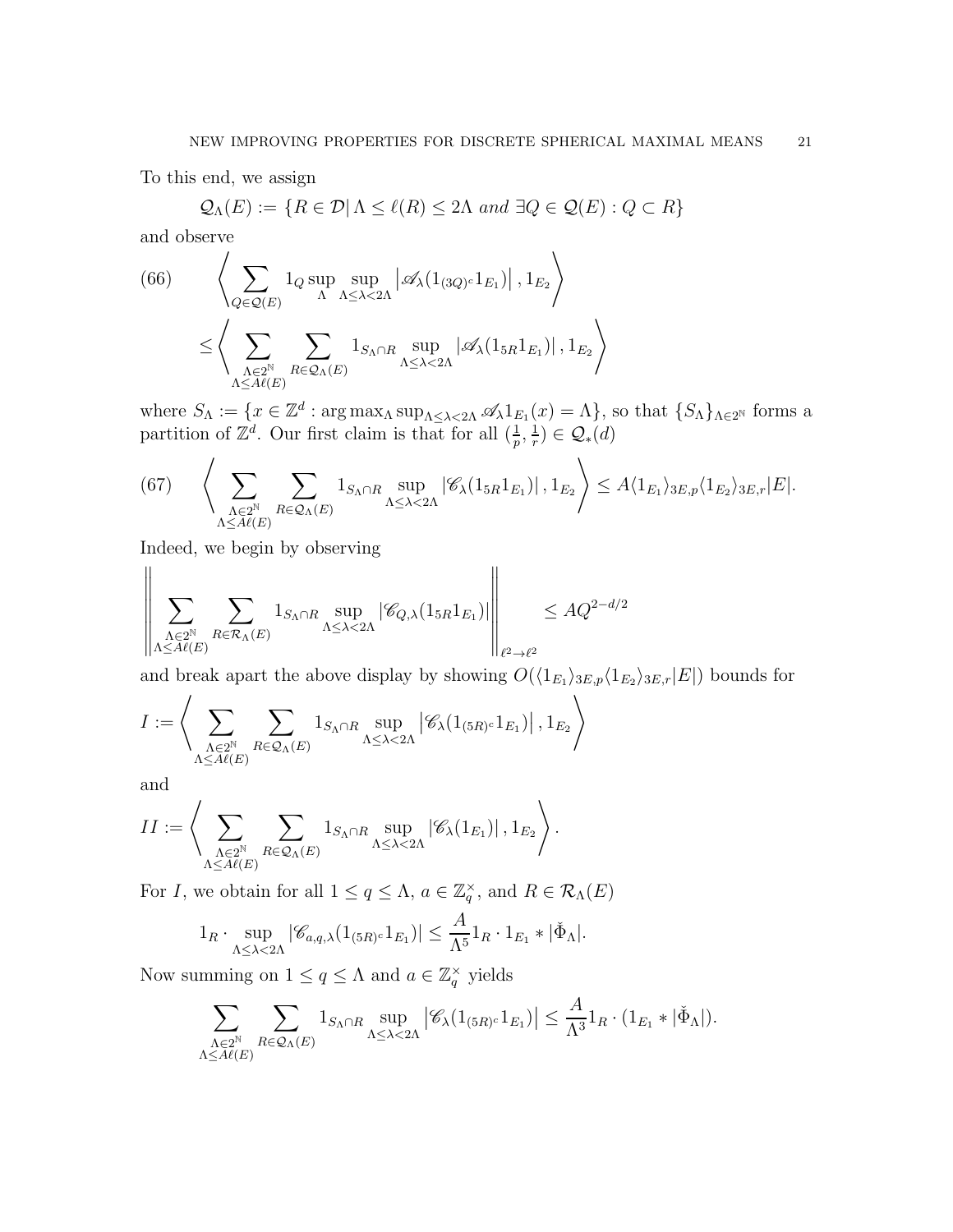To this end, we assign

$$\mathcal{Q}_\Lambda(E) := \{R \in \mathcal{D} | \, \Lambda \leq \ell(R) \leq 2\Lambda \text{ and } \exists Q \in \mathcal{Q}(E) : Q \subset R\}$$

and observe

$$\left\langle \sum_{Q \in \mathcal{Q}(E)} 1_Q \sup_{\Lambda} \sup_{\Lambda \leq \lambda < 2\Lambda} \left| \mathscr{A}_\lambda (1_{(3Q)^c} 1_{E_1}) \right|, 1_{E_2} \right\rangle \tag{66}$$

$$\leq \left\langle \sum_{\substack{\Lambda \in 2^{\mathbb{N}} \\ \Lambda \leq A\ell(E)}} \sum_{R \in \mathcal{Q}_\Lambda(E)} 1_{S_\Lambda \cap R} \sup_{\Lambda \leq \lambda < 2\Lambda} |\mathscr{A}_\lambda (1_{5R} 1_{E_1})|, 1_{E_2} \right\rangle$$

where $S_\Lambda := \{x \in \mathbb{Z}^d : \arg\max_\Lambda \sup_{\Lambda \leq \lambda < 2\Lambda} \mathscr{A}_\lambda 1_{E_1}(x) = \Lambda\}$, so that $\{S_\Lambda\}_{\Lambda \in 2^{\mathbb{N}}}$ forms a partition of $\mathbb{Z}^d$. Our first claim is that for all $(\frac{1}{p}, \frac{1}{r}) \in \mathcal{Q}_*(d)$

$$\left\langle \sum_{\substack{\Lambda \in 2^{\mathbb{N}} \\ \Lambda \leq A\ell(E)}} \sum_{R \in \mathcal{Q}_\Lambda(E)} 1_{S_\Lambda \cap R} \sup_{\Lambda \leq \lambda < 2\Lambda} |\mathscr{C}_\lambda (1_{5R} 1_{E_1})|, 1_{E_2} \right\rangle \leq A \langle 1_{E_1} \rangle_{3E,p} \langle 1_{E_2} \rangle_{3E,r} |E|. \tag{67}$$

Indeed, we begin by observing

$$\left\| \sum_{\substack{\Lambda \in 2^{\mathbb{N}} \\ \Lambda \leq A\ell(E)}} \sum_{R \in \mathcal{R}_\Lambda(E)} 1_{S_\Lambda \cap R} \sup_{\Lambda \leq \lambda < 2\Lambda} |\mathscr{C}_{Q,\lambda} (1_{5R} 1_{E_1})| \right\|_{\ell^2 \to \ell^2} \leq A Q^{2-d/2}$$

and break apart the above display by showing $O(\langle 1_{E_1} \rangle_{3E,p} \langle 1_{E_2} \rangle_{3E,r} |E|)$ bounds for

$$I := \left\langle \sum_{\substack{\Lambda \in 2^{\mathbb{N}} \\ \Lambda \leq A\ell(E)}} \sum_{R \in \mathcal{Q}_\Lambda(E)} 1_{S_\Lambda \cap R} \sup_{\Lambda \leq \lambda < 2\Lambda} \left| \mathscr{C}_\lambda (1_{(5R)^c} 1_{E_1}) \right|, 1_{E_2} \right\rangle$$

and

$$II := \left\langle \sum_{\substack{\Lambda \in 2^{\mathbb{N}} \\ \Lambda \leq A\ell(E)}} \sum_{R \in \mathcal{Q}_\Lambda(E)} 1_{S_\Lambda \cap R} \sup_{\Lambda \leq \lambda < 2\Lambda} |\mathscr{C}_\lambda (1_{E_1})|, 1_{E_2} \right\rangle.$$

For $I$, we obtain for all $1 \leq q \leq \Lambda$, $a \in \mathbb{Z}_q^\times$, and $R \in \mathcal{R}_\Lambda(E)$

$$1_R \cdot \sup_{\Lambda \leq \lambda < 2\Lambda} |\mathscr{C}_{a,q,\lambda} (1_{(5R)^c} 1_{E_1})| \leq \frac{A}{\Lambda^5} 1_R \cdot 1_{E_1} * |\check{\Phi}_\Lambda|.$$

Now summing on $1 \leq q \leq \Lambda$ and $a \in \mathbb{Z}_q^\times$ yields

$$\sum_{\substack{\Lambda \in 2^{\mathbb{N}} \\ \Lambda \leq A\ell(E)}} \sum_{R \in \mathcal{Q}_\Lambda(E)} 1_{S_\Lambda \cap R} \sup_{\Lambda \leq \lambda < 2\Lambda} \left| \mathscr{C}_\lambda (1_{(5R)^c} 1_{E_1}) \right| \leq \frac{A}{\Lambda^3} 1_R \cdot (1_{E_1} * |\check{\Phi}_\Lambda|).$$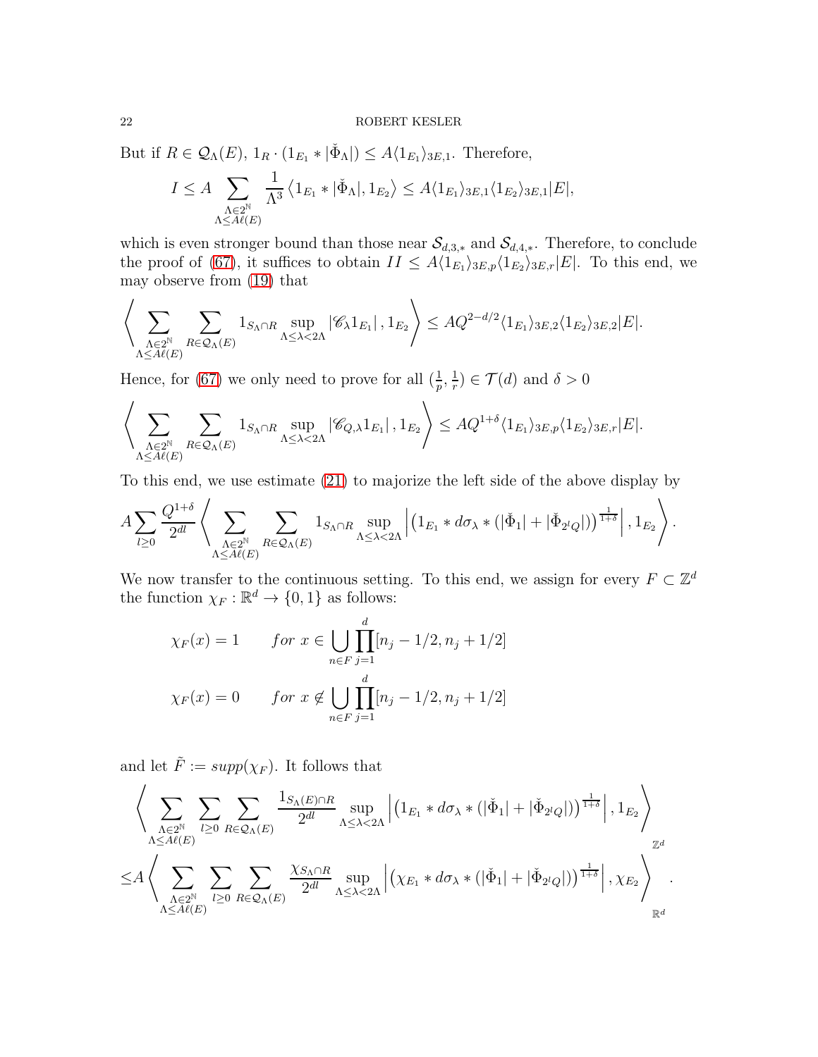But if $R \in \mathcal{Q}_\Lambda(E)$, $1_R \cdot (1_{E_1} * |\check{\Phi}_\Lambda|) \leq A\langle 1_{E_1}\rangle_{3E,1}$. Therefore,

$$I \leq A \sum_{\substack{\Lambda \in 2^{\mathbb{N}} \\ \Lambda \leq A\ell(E)}} \frac{1}{\Lambda^3} \left\langle 1_{E_1} * |\check{\Phi}_\Lambda|, 1_{E_2} \right\rangle \leq A\langle 1_{E_1}\rangle_{3E,1}\langle 1_{E_2}\rangle_{3E,1}|E|,$$

which is even stronger bound than those near $\mathcal{S}_{d,3,*}$ and $\mathcal{S}_{d,4,*}$. Therefore, to conclude the proof of (67), it suffices to obtain $II \leq A\langle 1_{E_1}\rangle_{3E,p}\langle 1_{E_2}\rangle_{3E,r}|E|$. To this end, we may observe from (19) that

$$\left\langle \sum_{\substack{\Lambda \in 2^{\mathbb{N}} \\ \Lambda \leq A\ell(E)}} \sum_{R \in \mathcal{Q}_\Lambda(E)} 1_{S_\Lambda \cap R} \sup_{\Lambda \leq \lambda < 2\Lambda} |\mathscr{C}_\lambda 1_{E_1}|, 1_{E_2} \right\rangle \leq AQ^{2-d/2}\langle 1_{E_1}\rangle_{3E,2}\langle 1_{E_2}\rangle_{3E,2}|E|.$$

Hence, for (67) we only need to prove for all $(\frac{1}{p}, \frac{1}{r}) \in \mathcal{T}(d)$ and $\delta > 0$

$$\left\langle \sum_{\substack{\Lambda \in 2^{\mathbb{N}} \\ \Lambda \leq A\ell(E)}} \sum_{R \in \mathcal{Q}_\Lambda(E)} 1_{S_\Lambda \cap R} \sup_{\Lambda \leq \lambda < 2\Lambda} |\mathscr{C}_{Q,\lambda} 1_{E_1}|, 1_{E_2} \right\rangle \leq AQ^{1+\delta}\langle 1_{E_1}\rangle_{3E,p}\langle 1_{E_2}\rangle_{3E,r}|E|.$$

To this end, we use estimate (21) to majorize the left side of the above display by

$$A\sum_{l \geq 0} \frac{Q^{1+\delta}}{2^{dl}} \left\langle \sum_{\substack{\Lambda \in 2^{\mathbb{N}} \\ \Lambda \leq A\ell(E)}} \sum_{R \in \mathcal{Q}_\Lambda(E)} 1_{S_\Lambda \cap R} \sup_{\Lambda \leq \lambda < 2\Lambda} \left| \left(1_{E_1} * d\sigma_\lambda * (|\check{\Phi}_1| + |\check{\Phi}_{2^l Q}|)\right)^{\frac{1}{1+\delta}} \right|, 1_{E_2} \right\rangle.$$

We now transfer to the continuous setting. To this end, we assign for every $F \subset \mathbb{Z}^d$ the function $\chi_F : \mathbb{R}^d \to \{0, 1\}$ as follows:

$$\chi_F(x) = 1 \qquad \textit{for } x \in \bigcup_{n \in F} \prod_{j=1}^{d} [n_j - 1/2, n_j + 1/2]$$

$$\chi_F(x) = 0 \qquad \textit{for } x \notin \bigcup_{n \in F} \prod_{j=1}^{d} [n_j - 1/2, n_j + 1/2]$$

and let $\tilde{F} := supp(\chi_F)$. It follows that

$$\left\langle \sum_{\substack{\Lambda \in 2^{\mathbb{N}} \\ \Lambda \leq A\ell(E)}} \sum_{l \geq 0} \sum_{R \in \mathcal{Q}_\Lambda(E)} \frac{1_{S_\Lambda(E) \cap R}}{2^{dl}} \sup_{\Lambda \leq \lambda < 2\Lambda} \left| \left(1_{E_1} * d\sigma_\lambda * (|\check{\Phi}_1| + |\check{\Phi}_{2^l Q}|)\right)^{\frac{1}{1+\delta}} \right|, 1_{E_2} \right\rangle_{\mathbb{Z}^d}$$

$$\leq A \left\langle \sum_{\substack{\Lambda \in 2^{\mathbb{N}} \\ \Lambda \leq A\ell(E)}} \sum_{l \geq 0} \sum_{R \in \mathcal{Q}_\Lambda(E)} \frac{\chi_{S_\Lambda \cap R}}{2^{dl}} \sup_{\Lambda \leq \lambda < 2\Lambda} \left| \left(\chi_{E_1} * d\sigma_\lambda * (|\check{\Phi}_1| + |\check{\Phi}_{2^l Q}|)\right)^{\frac{1}{1+\delta}} \right|, \chi_{E_2} \right\rangle_{\mathbb{R}^d}.$$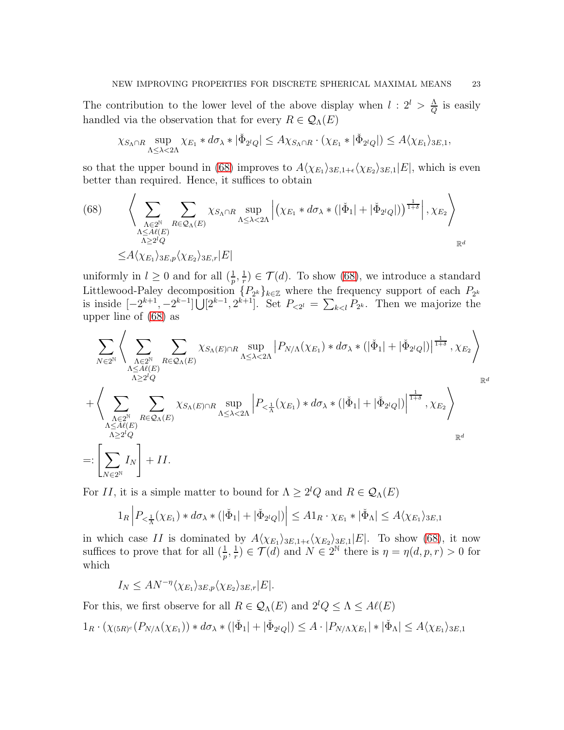The contribution to the lower level of the above display when $l : 2^l > \frac{\Lambda}{Q}$ is easily handled via the observation that for every $R \in \mathcal{Q}_\Lambda(E)$

$$\chi_{S_\Lambda \cap R} \sup_{\Lambda \leq \lambda < 2\Lambda} \chi_{E_1} * d\sigma_\lambda * |\check{\Phi}_{2^l Q}| \leq A\chi_{S_\Lambda \cap R} \cdot (\chi_{E_1} * |\check{\Phi}_{2^l Q}|) \leq A\langle \chi_{E_1} \rangle_{3E,1},$$

so that the upper bound in (68) improves to $A\langle \chi_{E_1} \rangle_{3E,1+\epsilon} \langle \chi_{E_2} \rangle_{3E,1} |E|$, which is even better than required. Hence, it suffices to obtain

$$\begin{aligned}(68) \qquad &\left\langle \sum_{\substack{\Lambda \in 2^{\mathbb{N}} \\ \Lambda \leq A\ell(E) \\ \Lambda \geq 2^l Q}} \sum_{R \in \mathcal{Q}_\Lambda(E)} \chi_{S_\Lambda \cap R} \sup_{\Lambda \leq \lambda < 2\Lambda} \left| \left( \chi_{E_1} * d\sigma_\lambda * (|\check{\Phi}_1| + |\check{\Phi}_{2^l Q}|) \right)^{\frac{1}{1+\delta}} \right|, \chi_{E_2} \right\rangle_{\mathbb{R}^d} \\ &\leq A\langle \chi_{E_1} \rangle_{3E,p} \langle \chi_{E_2} \rangle_{3E,r} |E|\end{aligned}$$

uniformly in $l \geq 0$ and for all $(\frac{1}{p}, \frac{1}{r}) \in \mathcal{T}(d)$. To show (68), we introduce a standard Littlewood-Paley decomposition $\{P_{2^k}\}_{k \in \mathbb{Z}}$ where the frequency support of each $P_{2^k}$ is inside $[-2^{k+1}, -2^{k-1}] \bigcup [2^{k-1}, 2^{k+1}]$. Set $P_{<2^l} = \sum_{k<l} P_{2^k}$. Then we majorize the upper line of (68) as

$$\begin{aligned} &\sum_{N \in 2^{\mathbb{N}}} \left\langle \sum_{\substack{\Lambda \in 2^{\mathbb{N}} \\ \Lambda \leq A\ell(E) \\ \Lambda \geq 2^l Q}} \sum_{R \in \mathcal{Q}_\Lambda(E)} \chi_{S_\Lambda(E) \cap R} \sup_{\Lambda \leq \lambda < 2\Lambda} \left| P_{N/\Lambda}(\chi_{E_1}) * d\sigma_\lambda * (|\check{\Phi}_1| + |\check{\Phi}_{2^l Q}|) \right|^{\frac{1}{1+\delta}}, \chi_{E_2} \right\rangle_{\mathbb{R}^d} \\ &+ \left\langle \sum_{\substack{\Lambda \in 2^{\mathbb{N}} \\ \Lambda \leq A\ell(E) \\ \Lambda \geq 2^l Q}} \sum_{R \in \mathcal{Q}_\Lambda(E)} \chi_{S_\Lambda(E) \cap R} \sup_{\Lambda \leq \lambda < 2\Lambda} \left| P_{<\frac{1}{\Lambda}}(\chi_{E_1}) * d\sigma_\lambda * (|\check{\Phi}_1| + |\check{\Phi}_{2^l Q}|) \right|^{\frac{1}{1+\delta}}, \chi_{E_2} \right\rangle_{\mathbb{R}^d} \\ &=: \left[ \sum_{N \in 2^{\mathbb{N}}} I_N \right] + II. \end{aligned}$$

For $II$, it is a simple matter to bound for $\Lambda \geq 2^l Q$ and $R \in \mathcal{Q}_\Lambda(E)$

$$1_R \left| P_{<\frac{1}{\Lambda}}(\chi_{E_1}) * d\sigma_\lambda * (|\check{\Phi}_1| + |\check{\Phi}_{2^l Q}|) \right| \leq A 1_R \cdot \chi_{E_1} * |\check{\Phi}_\Lambda| \leq A\langle \chi_{E_1} \rangle_{3E,1}$$

in which case $II$ is dominated by $A\langle \chi_{E_1} \rangle_{3E,1+\epsilon} \langle \chi_{E_2} \rangle_{3E,1} |E|$. To show (68), it now suffices to prove that for all $(\frac{1}{p}, \frac{1}{r}) \in \mathcal{T}(d)$ and $N \in 2^{\mathbb{N}}$ there is $\eta = \eta(d, p, r) > 0$ for which

$$I_N \leq A N^{-\eta} \langle \chi_{E_1} \rangle_{3E,p} \langle \chi_{E_2} \rangle_{3E,r} |E|.$$

For this, we first observe for all $R \in \mathcal{Q}_\Lambda(E)$ and $2^l Q \leq \Lambda \leq A\ell(E)$

$$1_R \cdot (\chi_{(5R)^c}(P_{N/\Lambda}(\chi_{E_1})) * d\sigma_\lambda * (|\check{\Phi}_1| + |\check{\Phi}_{2^l Q}|) \leq A \cdot |P_{N/\Lambda}\chi_{E_1}| * |\check{\Phi}_\Lambda| \leq A\langle \chi_{E_1} \rangle_{3E,1}$$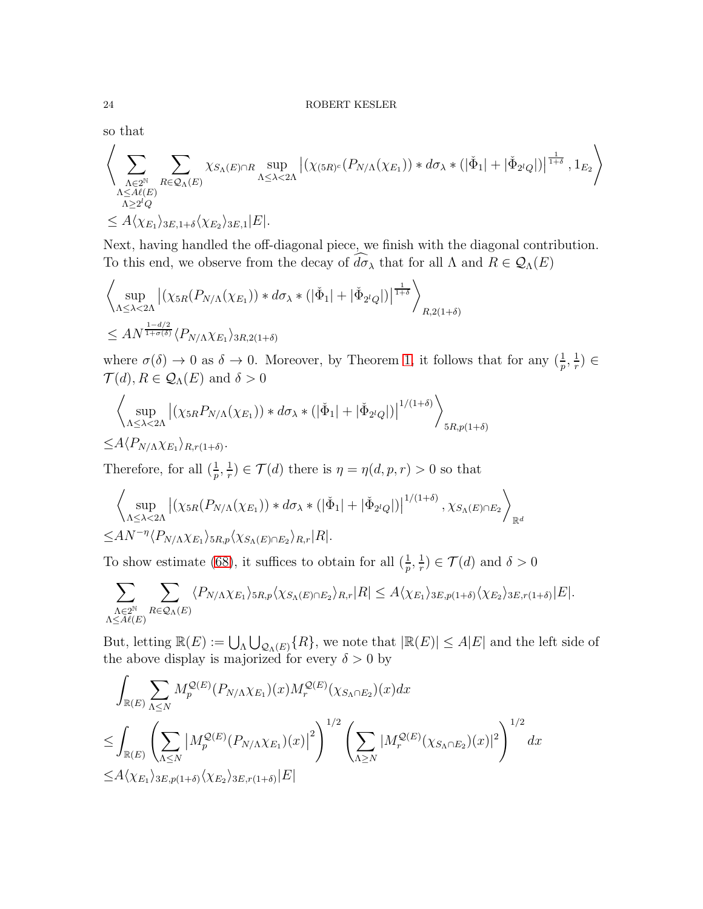so that

$$\left\langle \sum_{\substack{\Lambda \in 2^{\mathbb{N}} \\ \Lambda \leq A\ell(E) \\ \Lambda \geq 2^l Q}} \sum_{R \in \mathcal{Q}_\Lambda(E)} \chi_{S_\Lambda(E) \cap R} \sup_{\Lambda \leq \lambda < 2\Lambda} \left| (\chi_{(5R)^c}(P_{N/\Lambda}(\chi_{E_1})) * d\sigma_\lambda * (|\check{\Phi}_1| + |\check{\Phi}_{2^l Q}|) \right|^{\frac{1}{1+\delta}}, 1_{E_2} \right\rangle$$

$$\leq A \langle \chi_{E_1} \rangle_{3E, 1+\delta} \langle \chi_{E_2} \rangle_{3E,1} |E|.$$

Next, having handled the off-diagonal piece, we finish with the diagonal contribution. To this end, we observe from the decay of $\widehat{d\sigma_\lambda}$ that for all $\Lambda$ and $R \in \mathcal{Q}_\Lambda(E)$

$$\left\langle \sup_{\Lambda \leq \lambda < 2\Lambda} \left| (\chi_{5R}(P_{N/\Lambda}(\chi_{E_1})) * d\sigma_\lambda * (|\check{\Phi}_1| + |\check{\Phi}_{2^l Q}|) \right|^{\frac{1}{1+\delta}} \right\rangle_{R, 2(1+\delta)}$$

$$\leq A N^{\frac{1-d/2}{1+\sigma(\delta)}} \langle P_{N/\Lambda} \chi_{E_1} \rangle_{3R, 2(1+\delta)}$$

where $\sigma(\delta) \to 0$ as $\delta \to 0$. Moreover, by Theorem 1, it follows that for any $(\frac{1}{p}, \frac{1}{r}) \in \mathcal{T}(d)$, $R \in \mathcal{Q}_\Lambda(E)$ and $\delta > 0$

$$\left\langle \sup_{\Lambda \leq \lambda < 2\Lambda} \left| (\chi_{5R} P_{N/\Lambda}(\chi_{E_1})) * d\sigma_\lambda * (|\check{\Phi}_1| + |\check{\Phi}_{2^l Q}|) \right|^{1/(1+\delta)} \right\rangle_{5R, p(1+\delta)}$$

$$\leq A \langle P_{N/\Lambda} \chi_{E_1} \rangle_{R, r(1+\delta)}.$$

Therefore, for all $(\frac{1}{p}, \frac{1}{r}) \in \mathcal{T}(d)$ there is $\eta = \eta(d, p, r) > 0$ so that

$$\left\langle \sup_{\Lambda \leq \lambda < 2\Lambda} \left| (\chi_{5R}(P_{N/\Lambda}(\chi_{E_1})) * d\sigma_\lambda * (|\check{\Phi}_1| + |\check{\Phi}_{2^l Q}|) \right|^{1/(1+\delta)}, \chi_{S_\Lambda(E) \cap E_2} \right\rangle_{\mathbb{R}^d}$$

$$\leq A N^{-\eta} \langle P_{N/\Lambda} \chi_{E_1} \rangle_{5R, p} \langle \chi_{S_\Lambda(E) \cap E_2} \rangle_{R, r} |R|.$$

To show estimate (68), it suffices to obtain for all $(\frac{1}{p}, \frac{1}{r}) \in \mathcal{T}(d)$ and $\delta > 0$

$$\sum_{\substack{\Lambda \in 2^{\mathbb{N}} \\ \Lambda \leq A\ell(E)}} \sum_{R \in \mathcal{Q}_\Lambda(E)} \langle P_{N/\Lambda} \chi_{E_1} \rangle_{5R, p} \langle \chi_{S_\Lambda(E) \cap E_2} \rangle_{R, r} |R| \leq A \langle \chi_{E_1} \rangle_{3E, p(1+\delta)} \langle \chi_{E_2} \rangle_{3E, r(1+\delta)} |E|.$$

But, letting $\mathbb{R}(E) := \bigcup_\Lambda \bigcup_{\mathcal{Q}_\Lambda(E)} \{R\}$, we note that $|\mathbb{R}(E)| \leq A|E|$ and the left side of the above display is majorized for every $\delta > 0$ by

$$\int_{\mathbb{R}(E)} \sum_{\Lambda \leq N} M_p^{\mathcal{Q}(E)}(P_{N/\Lambda} \chi_{E_1})(x) M_r^{\mathcal{Q}(E)}(\chi_{S_\Lambda \cap E_2})(x) dx$$

$$\leq \int_{\mathbb{R}(E)} \left( \sum_{\Lambda \leq N} \left| M_p^{\mathcal{Q}(E)}(P_{N/\Lambda} \chi_{E_1})(x) \right|^2 \right)^{1/2} \left( \sum_{\Lambda \geq N} |M_r^{\mathcal{Q}(E)}(\chi_{S_\Lambda \cap E_2})(x)|^2 \right)^{1/2} dx$$

$$\leq A \langle \chi_{E_1} \rangle_{3E, p(1+\delta)} \langle \chi_{E_2} \rangle_{3E, r(1+\delta)} |E|$$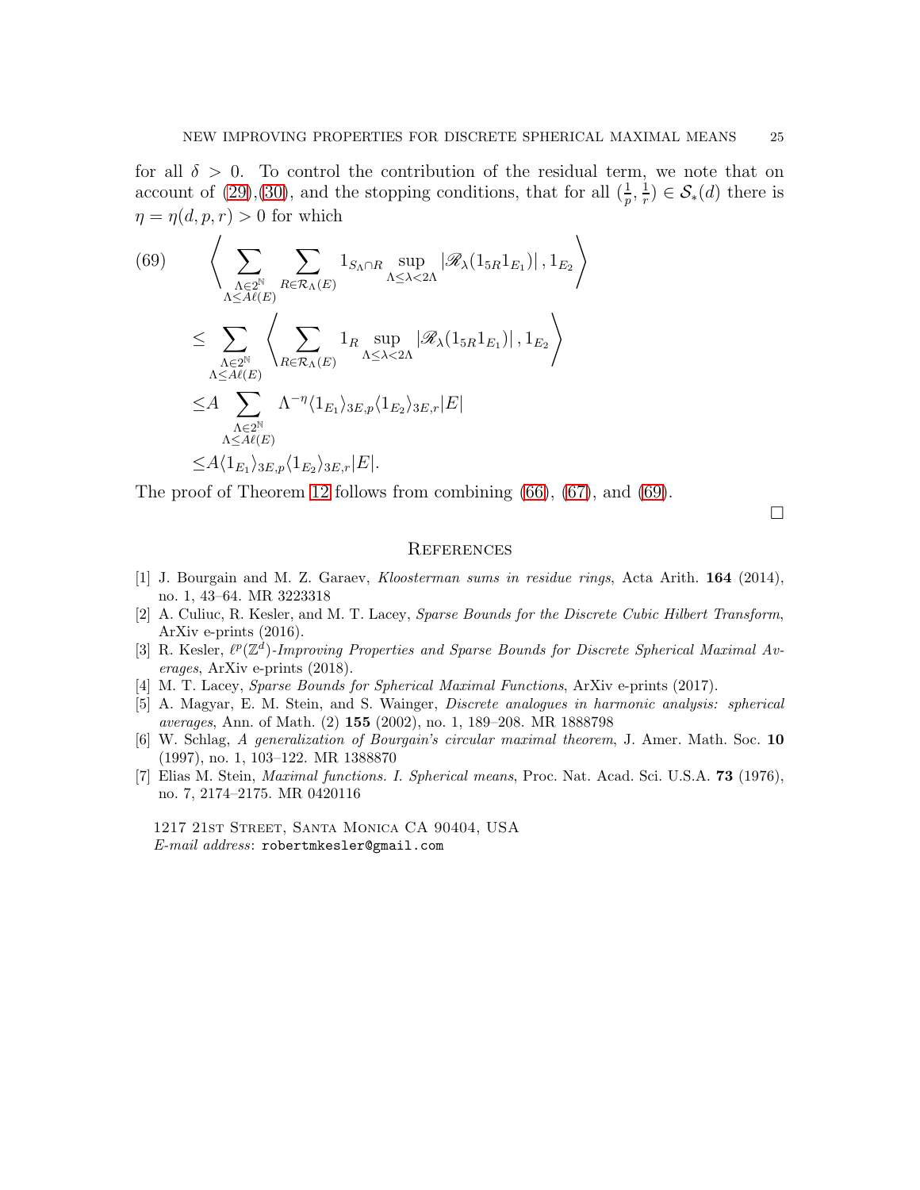for all $\delta > 0$. To control the contribution of the residual term, we note that on account of (29),(30), and the stopping conditions, that for all $(\frac{1}{p}, \frac{1}{r}) \in \mathcal{S}_*(d)$ there is $\eta = \eta(d,p,r) > 0$ for which

$$
\begin{aligned}
(69) \qquad & \left\langle \sum_{\substack{\Lambda \in 2^{\mathbb{N}} \\ \Lambda \leq A\ell(E)}} \sum_{R \in \mathcal{R}_\Lambda(E)} 1_{S_\Lambda \cap R} \sup_{\Lambda \leq \lambda < 2\Lambda} |\mathscr{R}_\lambda(1_{5R} 1_{E_1})| \, , 1_{E_2} \right\rangle \\
& \leq \sum_{\substack{\Lambda \in 2^{\mathbb{N}} \\ \Lambda \leq A\ell(E)}} \left\langle \sum_{R \in \mathcal{R}_\Lambda(E)} 1_R \sup_{\Lambda \leq \lambda < 2\Lambda} |\mathscr{R}_\lambda(1_{5R} 1_{E_1})| \, , 1_{E_2} \right\rangle \\
& \leq A \sum_{\substack{\Lambda \in 2^{\mathbb{N}} \\ \Lambda \leq A\ell(E)}} \Lambda^{-\eta} \langle 1_{E_1} \rangle_{3E,p} \langle 1_{E_2} \rangle_{3E,r} |E| \\
& \leq A \langle 1_{E_1} \rangle_{3E,p} \langle 1_{E_2} \rangle_{3E,r} |E|.
\end{aligned}
$$

The proof of Theorem 12 follows from combining (66), (67), and (69).

$\square$

## References

[1] J. Bourgain and M. Z. Garaev, *Kloosterman sums in residue rings*, Acta Arith. **164** (2014), no. 1, 43–64. MR 3223318

[2] A. Culiuc, R. Kesler, and M. T. Lacey, *Sparse Bounds for the Discrete Cubic Hilbert Transform*, ArXiv e-prints (2016).

[3] R. Kesler, *$\ell^p(\mathbb{Z}^d)$-Improving Properties and Sparse Bounds for Discrete Spherical Maximal Averages*, ArXiv e-prints (2018).

[4] M. T. Lacey, *Sparse Bounds for Spherical Maximal Functions*, ArXiv e-prints (2017).

[5] A. Magyar, E. M. Stein, and S. Wainger, *Discrete analogues in harmonic analysis: spherical averages*, Ann. of Math. (2) **155** (2002), no. 1, 189–208. MR 1888798

[6] W. Schlag, *A generalization of Bourgain's circular maximal theorem*, J. Amer. Math. Soc. **10** (1997), no. 1, 103–122. MR 1388870

[7] Elias M. Stein, *Maximal functions. I. Spherical means*, Proc. Nat. Acad. Sci. U.S.A. **73** (1976), no. 7, 2174–2175. MR 0420116

1217 21st Street, Santa Monica CA 90404, USA
*E-mail address*: robertmkesler@gmail.com